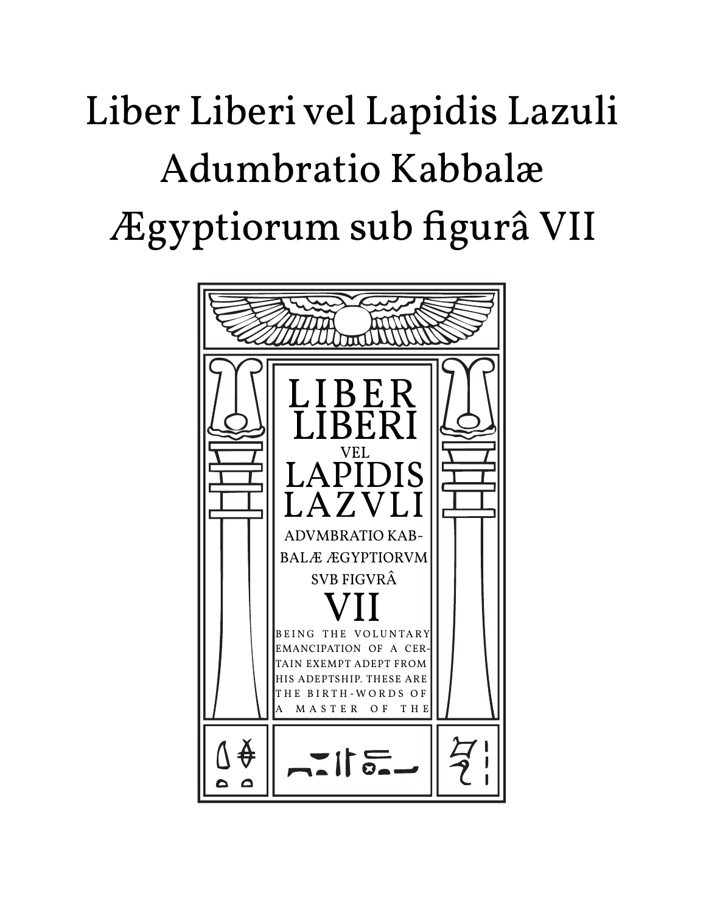# Liber Liberi vel Lapidis Lazuli Adumbratio Kabbalæ Ægyptiorum sub figurâ VII

LIBER
LIBERI
VEL
LAPIDIS
LAZVLI

ADVMBRATIO KABBALÆ ÆGYPTIORVM SVB FIGVRÂ

VII

BEING THE VOLUNTARY EMANCIPATION OF A CERTAIN EXEMPT ADEPT FROM HIS ADEPTSHIP. THESE ARE THE BIRTH-WORDS OF A MASTER OF THE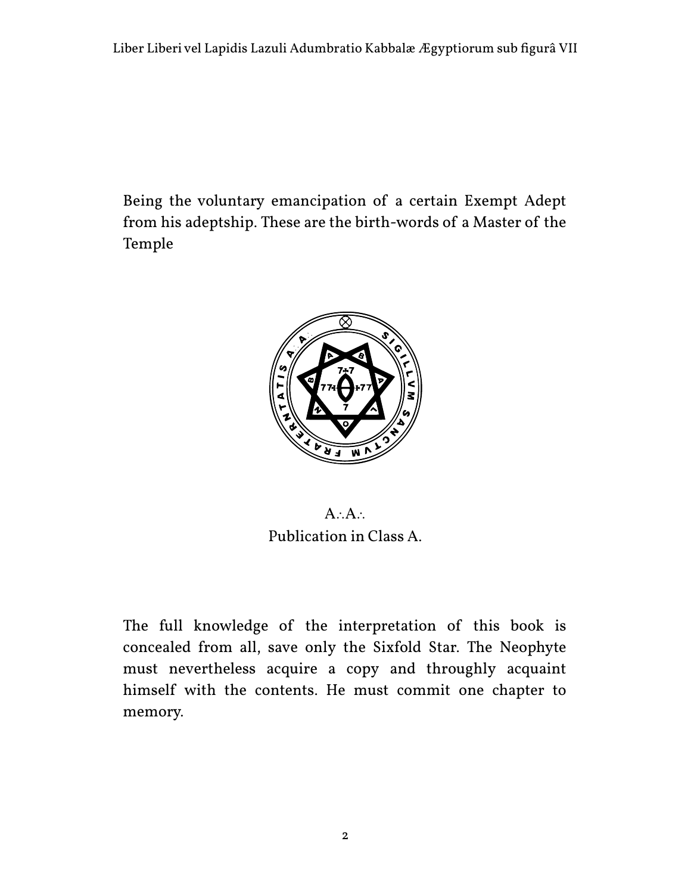Being the voluntary emancipation of a certain Exempt Adept from his adeptship. These are the birth-words of a Master of the Temple

A.·.A.·.
Publication in Class A.

The full knowledge of the interpretation of this book is concealed from all, save only the Sixfold Star. The Neophyte must nevertheless acquire a copy and throughly acquaint himself with the contents. He must commit one chapter to memory.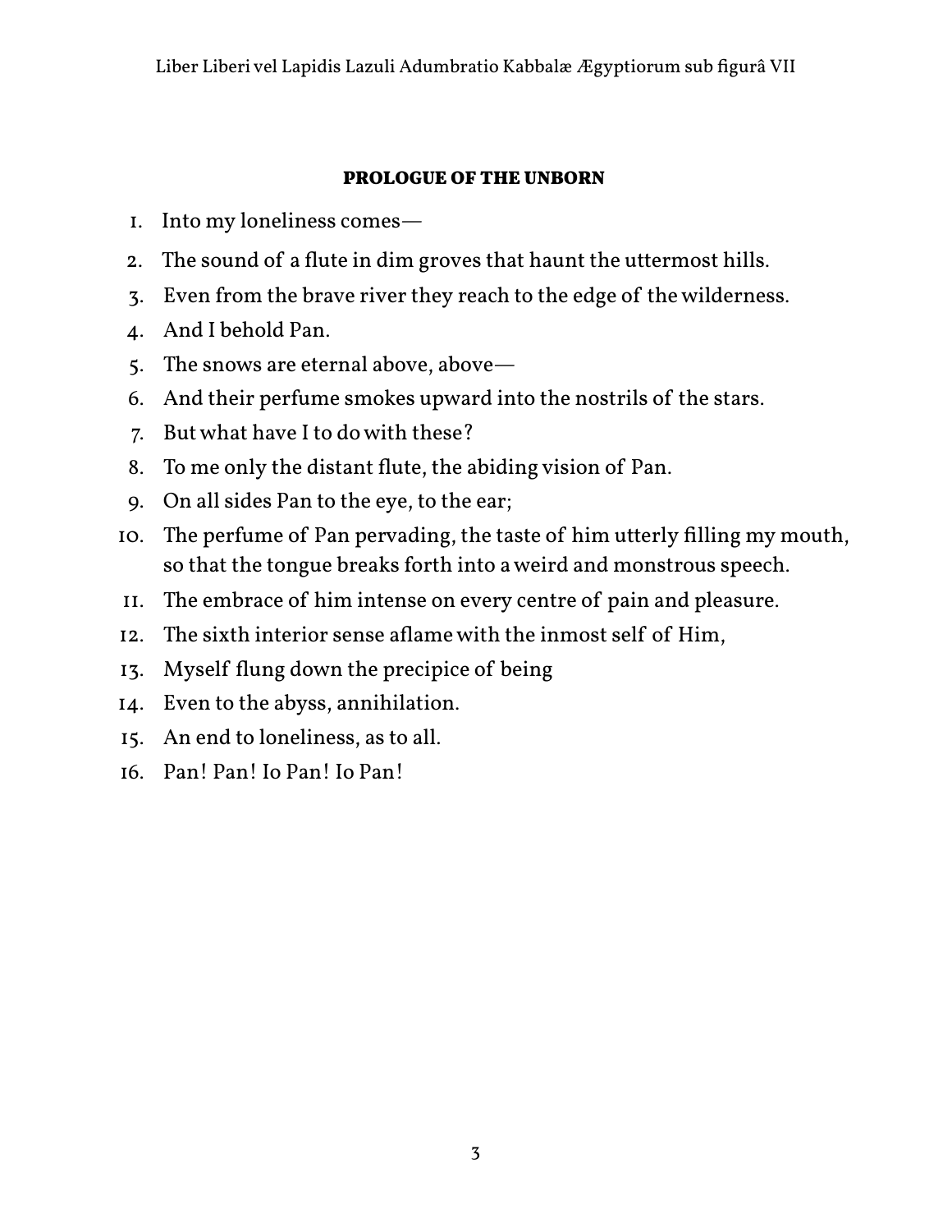## PROLOGUE OF THE UNBORN

1. Into my loneliness comes—
2. The sound of a flute in dim groves that haunt the uttermost hills.
3. Even from the brave river they reach to the edge of the wilderness.
4. And I behold Pan.
5. The snows are eternal above, above—
6. And their perfume smokes upward into the nostrils of the stars.
7. But what have I to do with these?
8. To me only the distant flute, the abiding vision of Pan.
9. On all sides Pan to the eye, to the ear;
10. The perfume of Pan pervading, the taste of him utterly filling my mouth, so that the tongue breaks forth into a weird and monstrous speech.
11. The embrace of him intense on every centre of pain and pleasure.
12. The sixth interior sense aflame with the inmost self of Him,
13. Myself flung down the precipice of being
14. Even to the abyss, annihilation.
15. An end to loneliness, as to all.
16. Pan! Pan! Io Pan! Io Pan!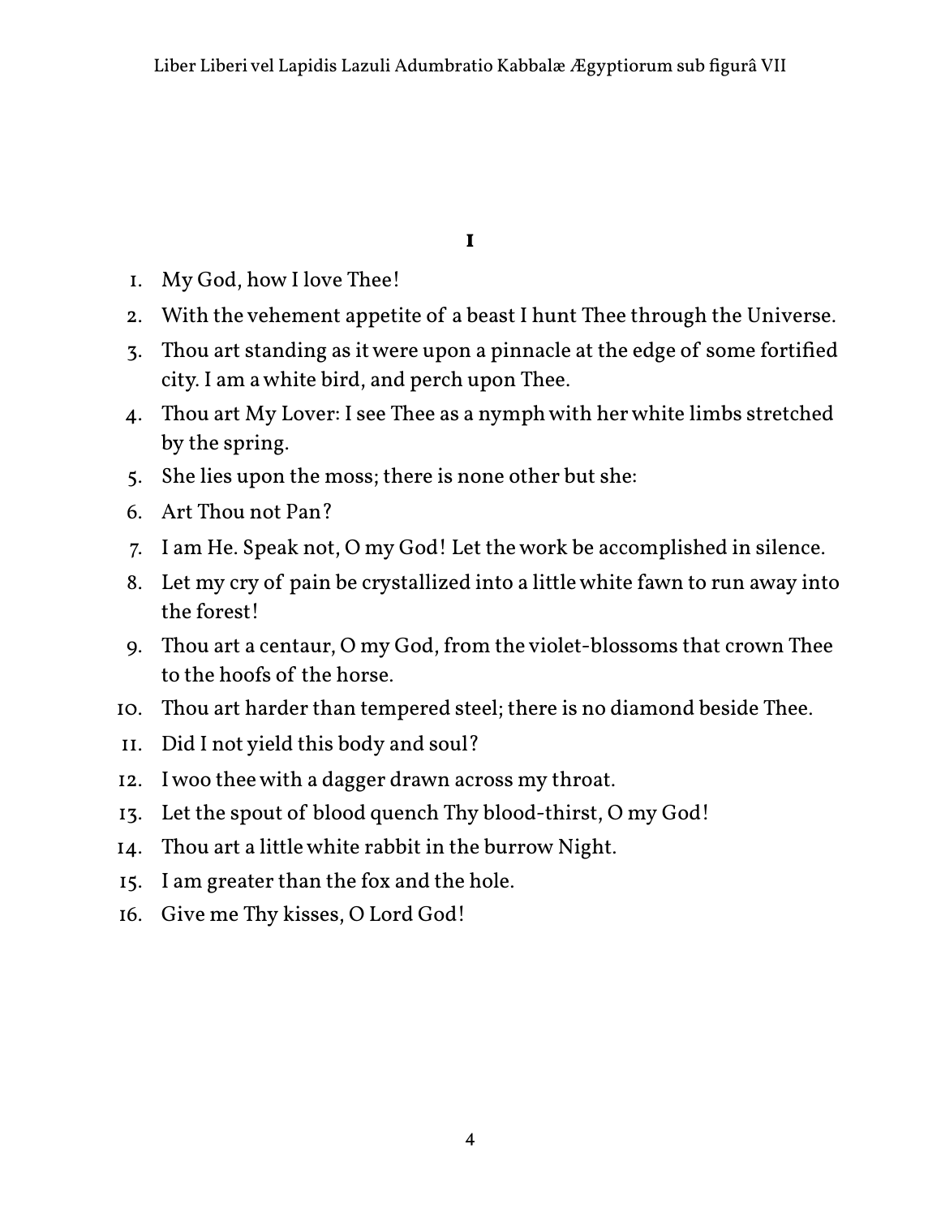# I

1. My God, how I love Thee!
2. With the vehement appetite of a beast I hunt Thee through the Universe.
3. Thou art standing as it were upon a pinnacle at the edge of some fortified city. I am a white bird, and perch upon Thee.
4. Thou art My Lover: I see Thee as a nymph with her white limbs stretched by the spring.
5. She lies upon the moss; there is none other but she:
6. Art Thou not Pan?
7. I am He. Speak not, O my God! Let the work be accomplished in silence.
8. Let my cry of pain be crystallized into a little white fawn to run away into the forest!
9. Thou art a centaur, O my God, from the violet-blossoms that crown Thee to the hoofs of the horse.
10. Thou art harder than tempered steel; there is no diamond beside Thee.
11. Did I not yield this body and soul?
12. I woo thee with a dagger drawn across my throat.
13. Let the spout of blood quench Thy blood-thirst, O my God!
14. Thou art a little white rabbit in the burrow Night.
15. I am greater than the fox and the hole.
16. Give me Thy kisses, O Lord God!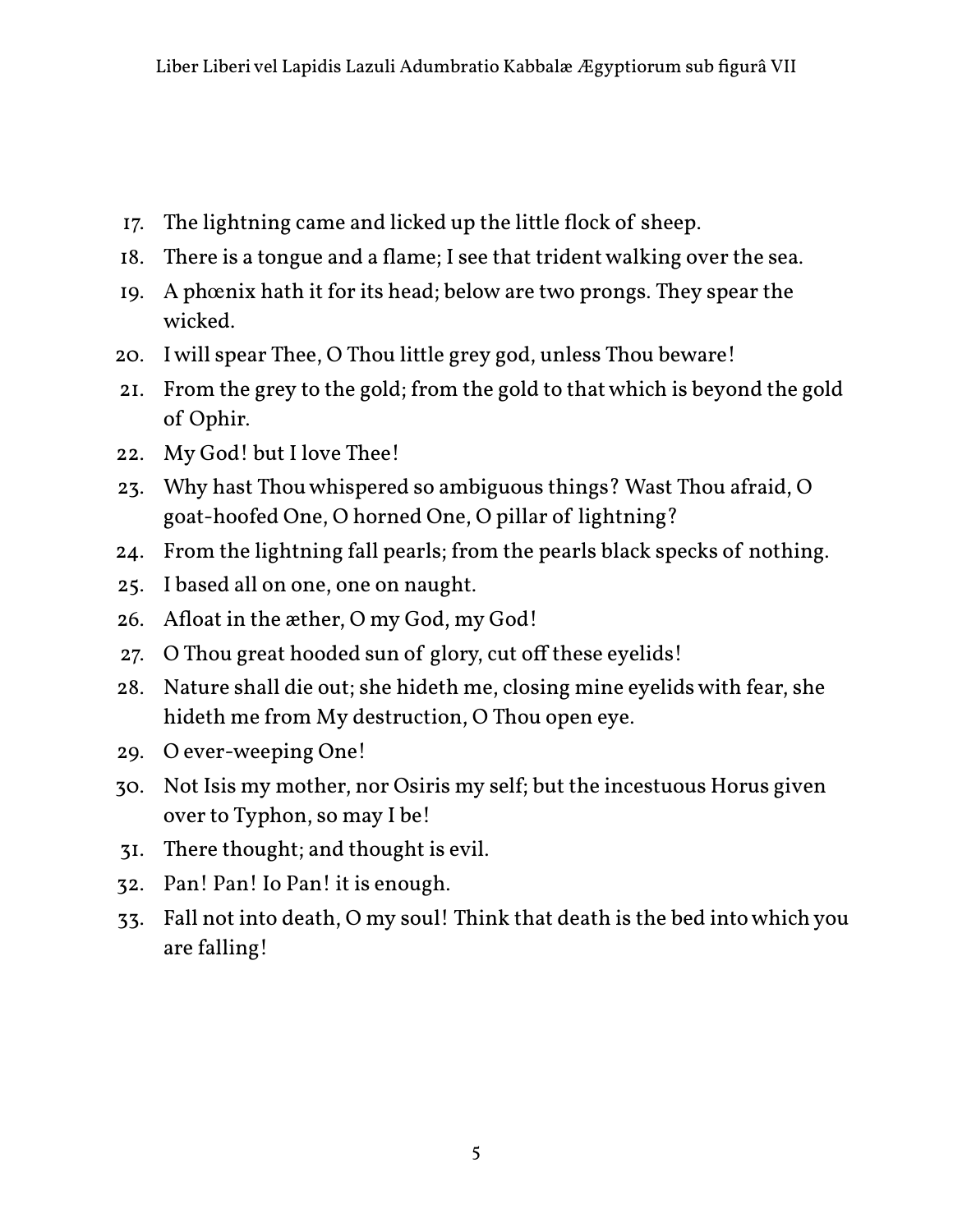17. The lightning came and licked up the little flock of sheep.
18. There is a tongue and a flame; I see that trident walking over the sea.
19. A phœnix hath it for its head; below are two prongs. They spear the wicked.
20. I will spear Thee, O Thou little grey god, unless Thou beware!
21. From the grey to the gold; from the gold to that which is beyond the gold of Ophir.
22. My God! but I love Thee!
23. Why hast Thou whispered so ambiguous things? Wast Thou afraid, O goat-hoofed One, O horned One, O pillar of lightning?
24. From the lightning fall pearls; from the pearls black specks of nothing.
25. I based all on one, one on naught.
26. Afloat in the æther, O my God, my God!
27. O Thou great hooded sun of glory, cut off these eyelids!
28. Nature shall die out; she hideth me, closing mine eyelids with fear, she hideth me from My destruction, O Thou open eye.
29. O ever-weeping One!
30. Not Isis my mother, nor Osiris my self; but the incestuous Horus given over to Typhon, so may I be!
31. There thought; and thought is evil.
32. Pan! Pan! Io Pan! it is enough.
33. Fall not into death, O my soul! Think that death is the bed into which you are falling!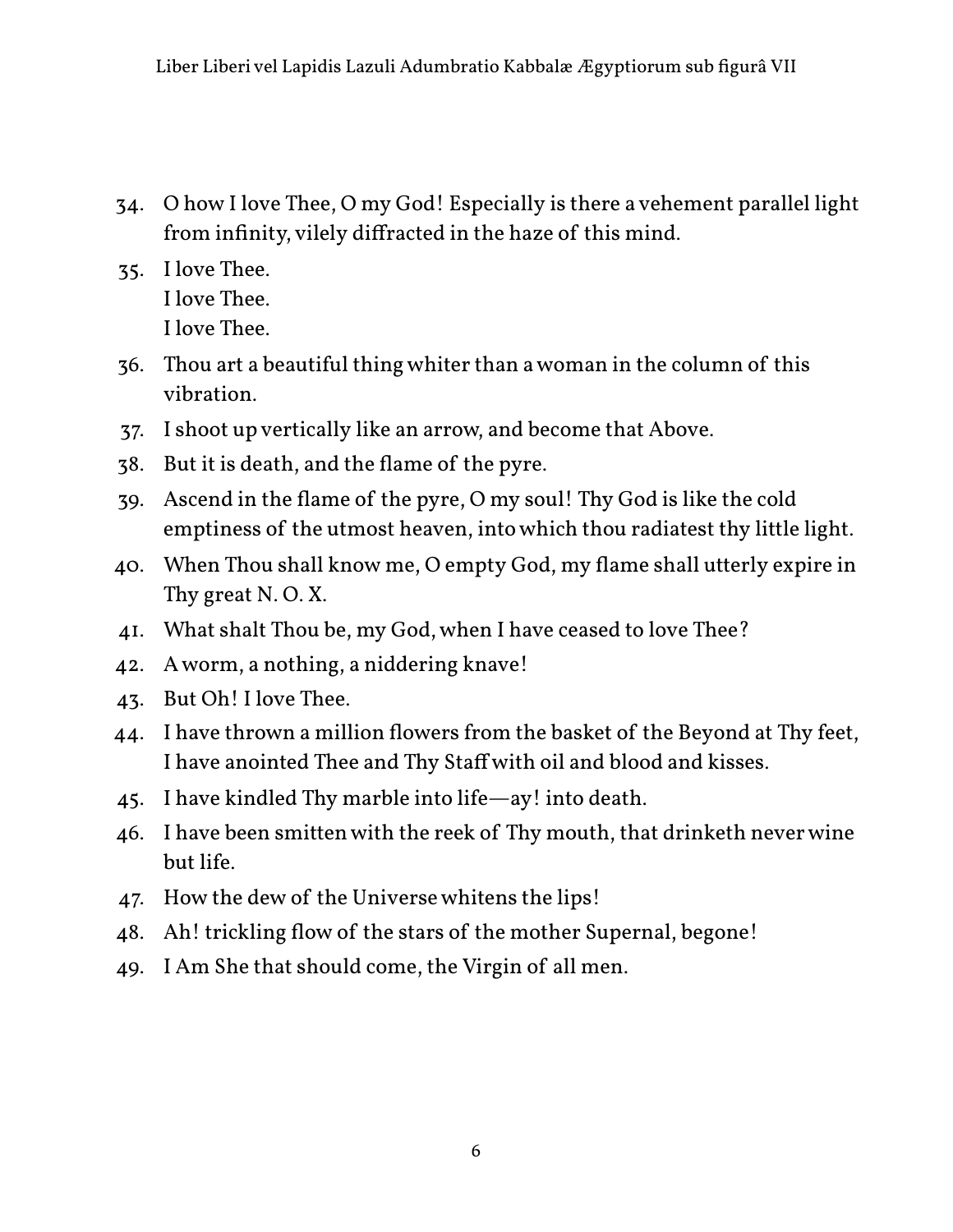34. O how I love Thee, O my God! Especially is there a vehement parallel light from infinity, vilely diffracted in the haze of this mind.
35. I love Thee.
    I love Thee.
    I love Thee.
36. Thou art a beautiful thing whiter than a woman in the column of this vibration.
37. I shoot up vertically like an arrow, and become that Above.
38. But it is death, and the flame of the pyre.
39. Ascend in the flame of the pyre, O my soul! Thy God is like the cold emptiness of the utmost heaven, into which thou radiatest thy little light.
40. When Thou shall know me, O empty God, my flame shall utterly expire in Thy great N. O. X.
41. What shalt Thou be, my God, when I have ceased to love Thee?
42. A worm, a nothing, a niddering knave!
43. But Oh! I love Thee.
44. I have thrown a million flowers from the basket of the Beyond at Thy feet, I have anointed Thee and Thy Staff with oil and blood and kisses.
45. I have kindled Thy marble into life—ay! into death.
46. I have been smitten with the reek of Thy mouth, that drinketh never wine but life.
47. How the dew of the Universe whitens the lips!
48. Ah! trickling flow of the stars of the mother Supernal, begone!
49. I Am She that should come, the Virgin of all men.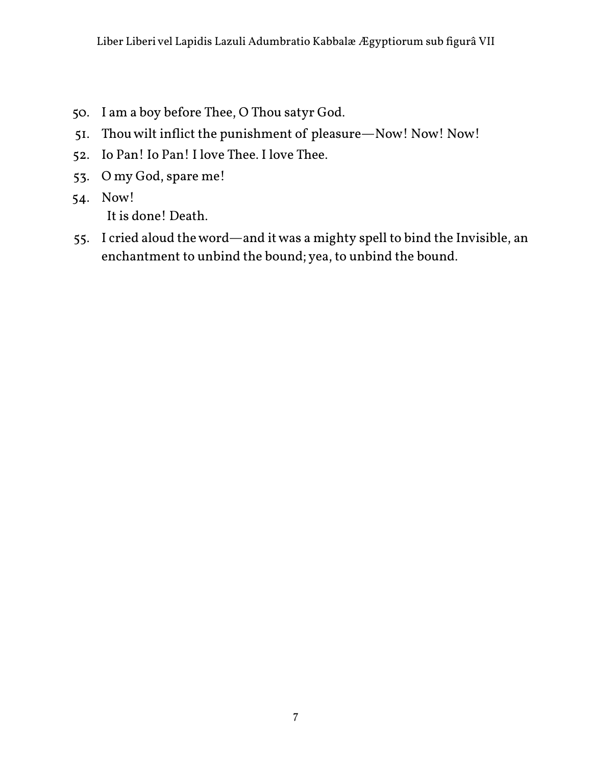50. I am a boy before Thee, O Thou satyr God.
51. Thou wilt inflict the punishment of pleasure—Now! Now! Now!
52. Io Pan! Io Pan! I love Thee. I love Thee.
53. O my God, spare me!
54. Now!
    It is done! Death.
55. I cried aloud the word—and it was a mighty spell to bind the Invisible, an enchantment to unbind the bound; yea, to unbind the bound.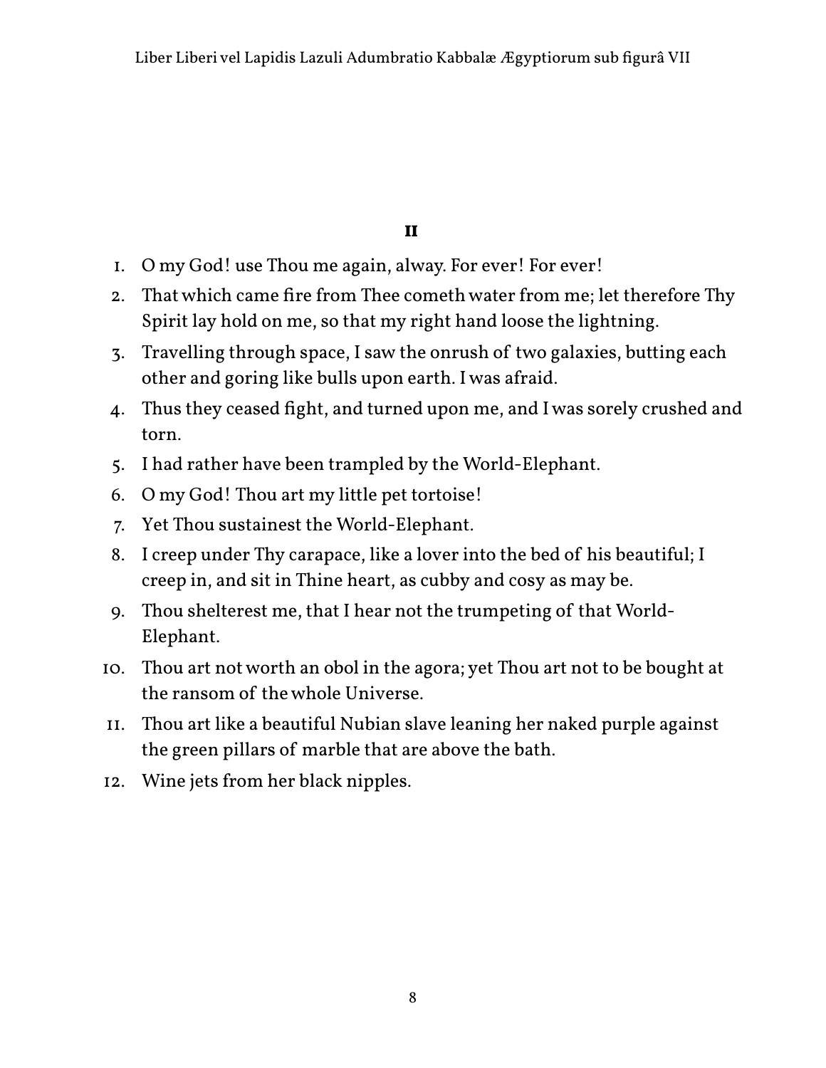## II

1. O my God! use Thou me again, alway. For ever! For ever!
2. That which came fire from Thee cometh water from me; let therefore Thy Spirit lay hold on me, so that my right hand loose the lightning.
3. Travelling through space, I saw the onrush of two galaxies, butting each other and goring like bulls upon earth. I was afraid.
4. Thus they ceased fight, and turned upon me, and I was sorely crushed and torn.
5. I had rather have been trampled by the World-Elephant.
6. O my God! Thou art my little pet tortoise!
7. Yet Thou sustainest the World-Elephant.
8. I creep under Thy carapace, like a lover into the bed of his beautiful; I creep in, and sit in Thine heart, as cubby and cosy as may be.
9. Thou shelterest me, that I hear not the trumpeting of that World-Elephant.
10. Thou art not worth an obol in the agora; yet Thou art not to be bought at the ransom of the whole Universe.
11. Thou art like a beautiful Nubian slave leaning her naked purple against the green pillars of marble that are above the bath.
12. Wine jets from her black nipples.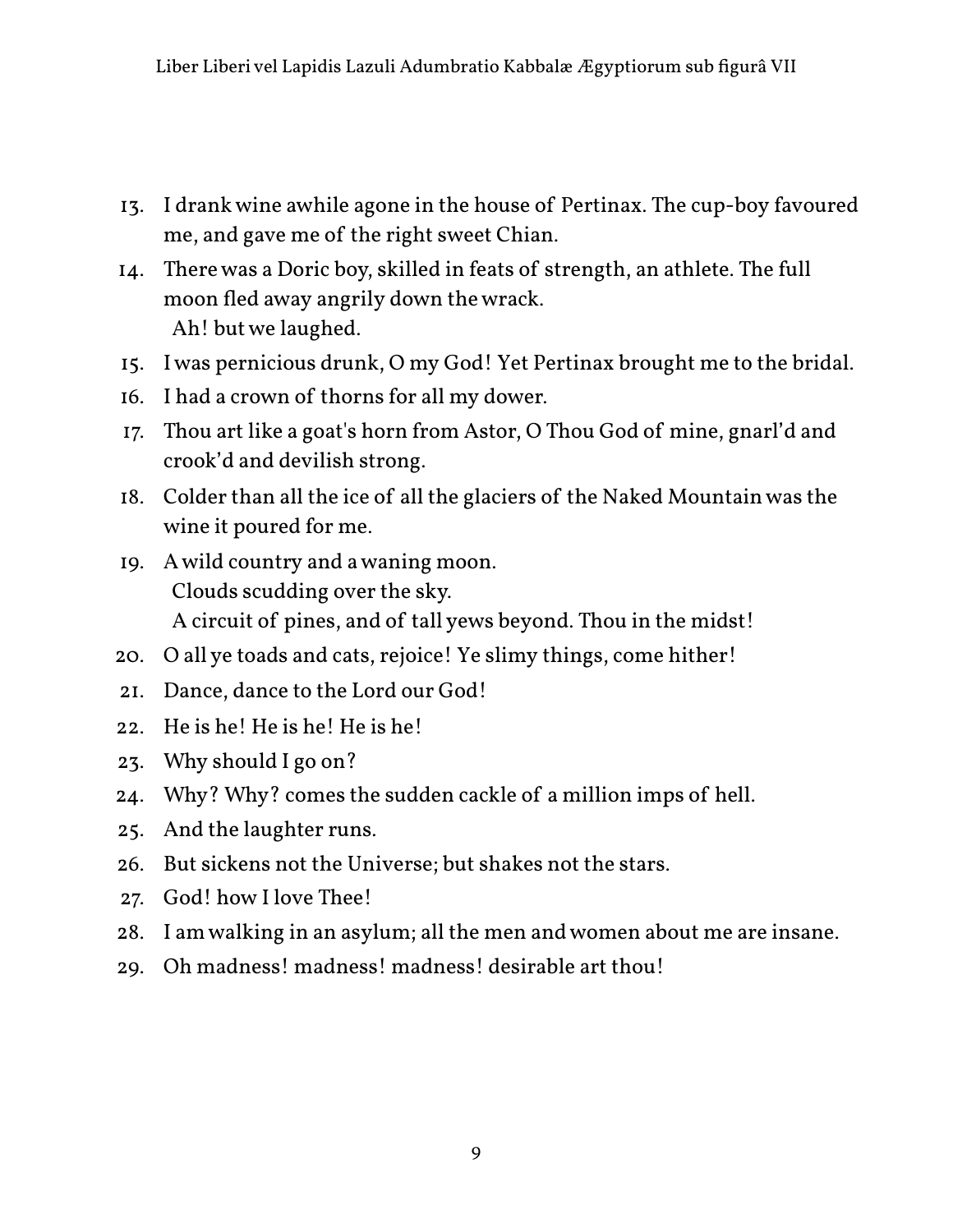13. I drank wine awhile agone in the house of Pertinax. The cup-boy favoured me, and gave me of the right sweet Chian.
14. There was a Doric boy, skilled in feats of strength, an athlete. The full moon fled away angrily down the wrack.
   Ah! but we laughed.
15. I was pernicious drunk, O my God! Yet Pertinax brought me to the bridal.
16. I had a crown of thorns for all my dower.
17. Thou art like a goat's horn from Astor, O Thou God of mine, gnarl'd and crook'd and devilish strong.
18. Colder than all the ice of all the glaciers of the Naked Mountain was the wine it poured for me.
19. A wild country and a waning moon.
   Clouds scudding over the sky.
   A circuit of pines, and of tall yews beyond. Thou in the midst!
20. O all ye toads and cats, rejoice! Ye slimy things, come hither!
21. Dance, dance to the Lord our God!
22. He is he! He is he! He is he!
23. Why should I go on?
24. Why? Why? comes the sudden cackle of a million imps of hell.
25. And the laughter runs.
26. But sickens not the Universe; but shakes not the stars.
27. God! how I love Thee!
28. I am walking in an asylum; all the men and women about me are insane.
29. Oh madness! madness! madness! desirable art thou!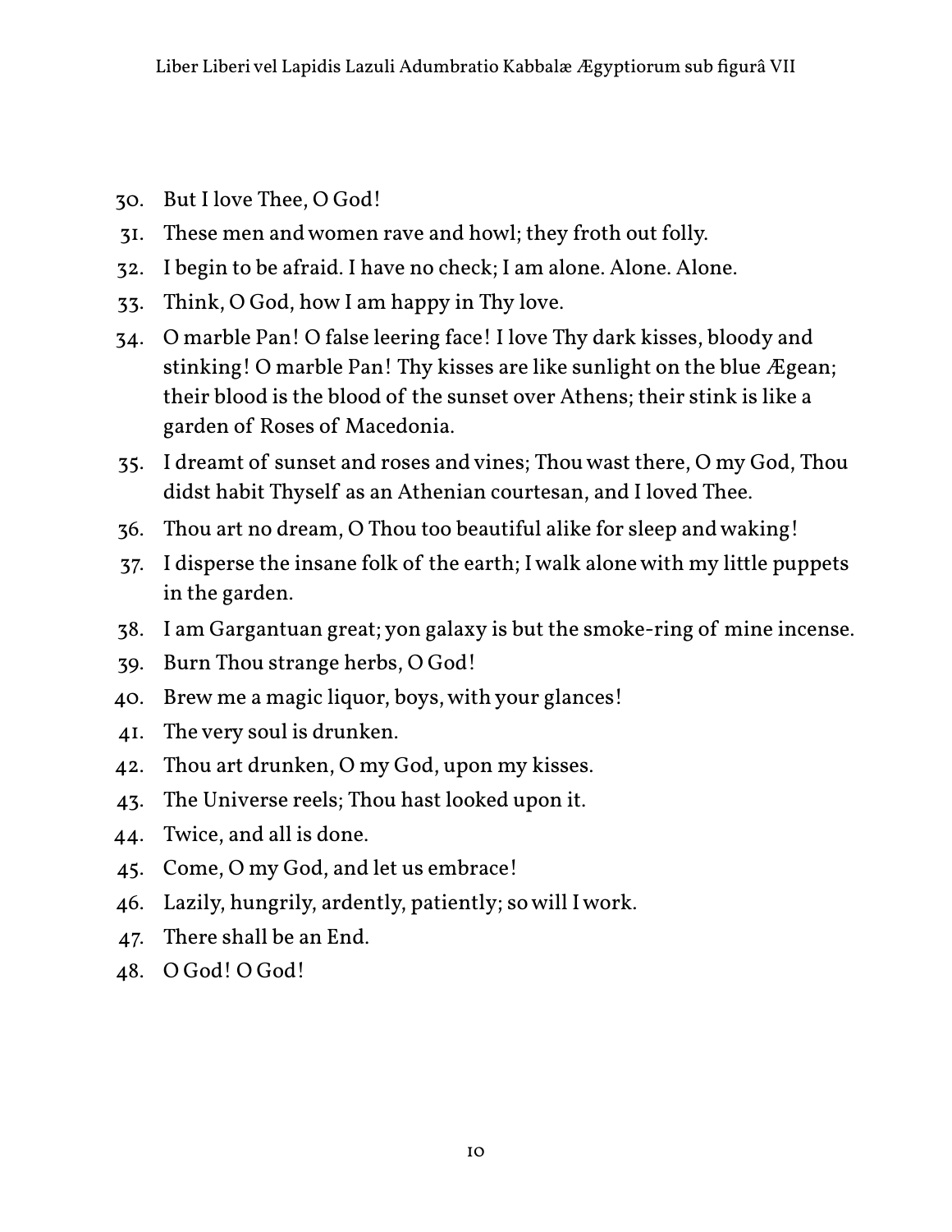30. But I love Thee, O God!
31. These men and women rave and howl; they froth out folly.
32. I begin to be afraid. I have no check; I am alone. Alone. Alone.
33. Think, O God, how I am happy in Thy love.
34. O marble Pan! O false leering face! I love Thy dark kisses, bloody and stinking! O marble Pan! Thy kisses are like sunlight on the blue Ægean; their blood is the blood of the sunset over Athens; their stink is like a garden of Roses of Macedonia.
35. I dreamt of sunset and roses and vines; Thou wast there, O my God, Thou didst habit Thyself as an Athenian courtesan, and I loved Thee.
36. Thou art no dream, O Thou too beautiful alike for sleep and waking!
37. I disperse the insane folk of the earth; I walk alone with my little puppets in the garden.
38. I am Gargantuan great; yon galaxy is but the smoke-ring of mine incense.
39. Burn Thou strange herbs, O God!
40. Brew me a magic liquor, boys, with your glances!
41. The very soul is drunken.
42. Thou art drunken, O my God, upon my kisses.
43. The Universe reels; Thou hast looked upon it.
44. Twice, and all is done.
45. Come, O my God, and let us embrace!
46. Lazily, hungrily, ardently, patiently; so will I work.
47. There shall be an End.
48. O God! O God!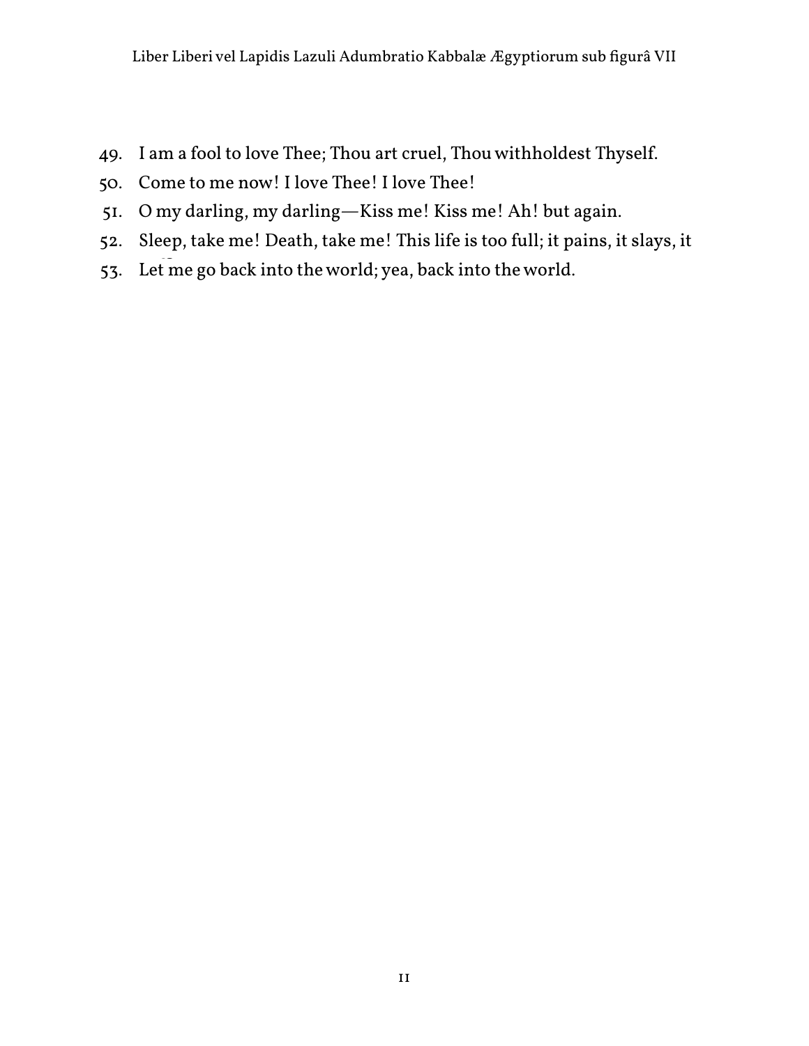49. I am a fool to love Thee; Thou art cruel, Thou withholdest Thyself.
50. Come to me now! I love Thee! I love Thee!
51. O my darling, my darling—Kiss me! Kiss me! Ah! but again.
52. Sleep, take me! Death, take me! This life is too full; it pains, it slays, it
53. Let me go back into the world; yea, back into the world.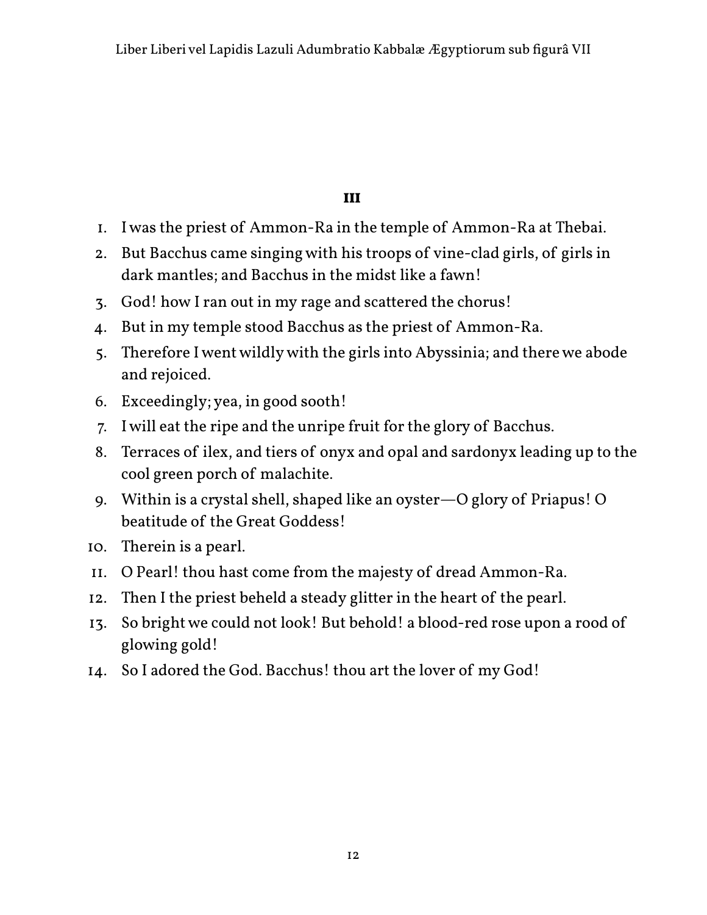## III

1. I was the priest of Ammon-Ra in the temple of Ammon-Ra at Thebai.
2. But Bacchus came singing with his troops of vine-clad girls, of girls in dark mantles; and Bacchus in the midst like a fawn!
3. God! how I ran out in my rage and scattered the chorus!
4. But in my temple stood Bacchus as the priest of Ammon-Ra.
5. Therefore I went wildly with the girls into Abyssinia; and there we abode and rejoiced.
6. Exceedingly; yea, in good sooth!
7. I will eat the ripe and the unripe fruit for the glory of Bacchus.
8. Terraces of ilex, and tiers of onyx and opal and sardonyx leading up to the cool green porch of malachite.
9. Within is a crystal shell, shaped like an oyster—O glory of Priapus! O beatitude of the Great Goddess!
10. Therein is a pearl.
11. O Pearl! thou hast come from the majesty of dread Ammon-Ra.
12. Then I the priest beheld a steady glitter in the heart of the pearl.
13. So bright we could not look! But behold! a blood-red rose upon a rood of glowing gold!
14. So I adored the God. Bacchus! thou art the lover of my God!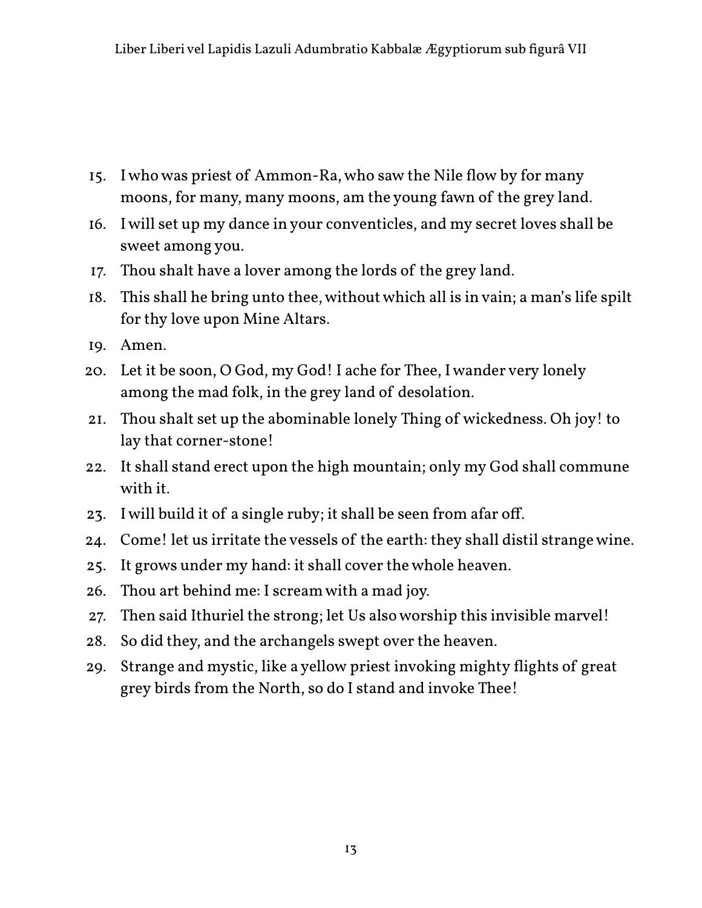15. I who was priest of Ammon-Ra, who saw the Nile flow by for many moons, for many, many moons, am the young fawn of the grey land.
16. I will set up my dance in your conventicles, and my secret loves shall be sweet among you.
17. Thou shalt have a lover among the lords of the grey land.
18. This shall he bring unto thee, without which all is in vain; a man's life spilt for thy love upon Mine Altars.
19. Amen.
20. Let it be soon, O God, my God! I ache for Thee, I wander very lonely among the mad folk, in the grey land of desolation.
21. Thou shalt set up the abominable lonely Thing of wickedness. Oh joy! to lay that corner-stone!
22. It shall stand erect upon the high mountain; only my God shall commune with it.
23. I will build it of a single ruby; it shall be seen from afar off.
24. Come! let us irritate the vessels of the earth: they shall distil strange wine.
25. It grows under my hand: it shall cover the whole heaven.
26. Thou art behind me: I scream with a mad joy.
27. Then said Ithuriel the strong; let Us also worship this invisible marvel!
28. So did they, and the archangels swept over the heaven.
29. Strange and mystic, like a yellow priest invoking mighty flights of great grey birds from the North, so do I stand and invoke Thee!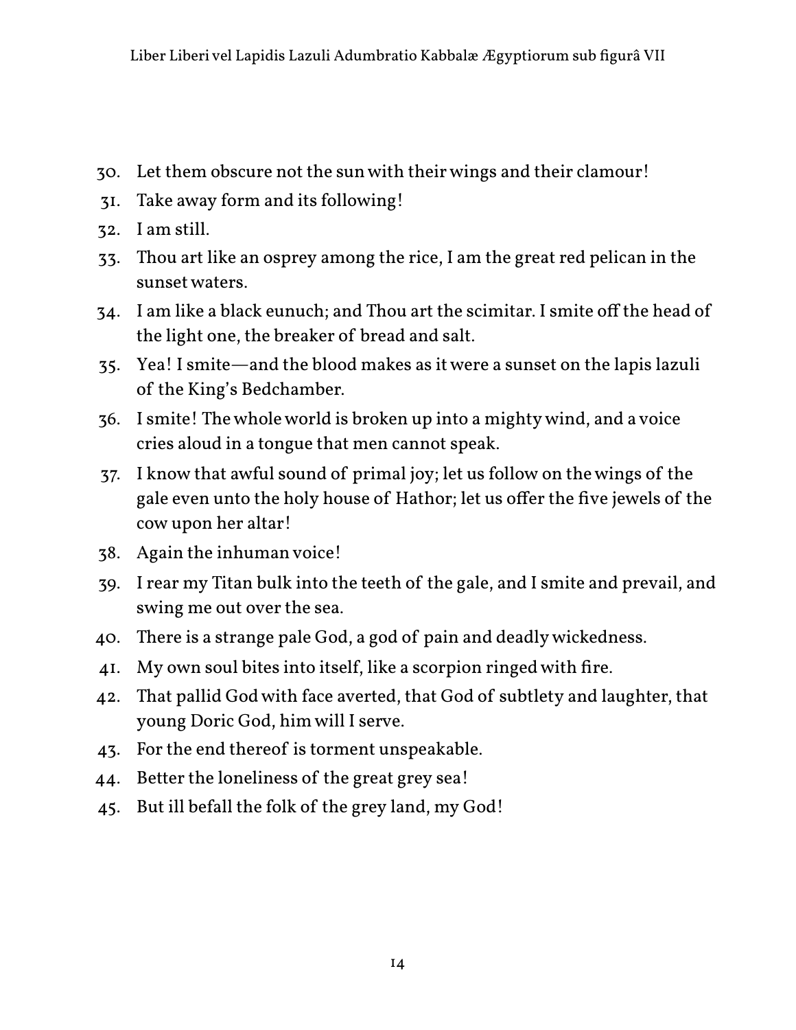30. Let them obscure not the sun with their wings and their clamour!
31. Take away form and its following!
32. I am still.
33. Thou art like an osprey among the rice, I am the great red pelican in the sunset waters.
34. I am like a black eunuch; and Thou art the scimitar. I smite off the head of the light one, the breaker of bread and salt.
35. Yea! I smite—and the blood makes as it were a sunset on the lapis lazuli of the King's Bedchamber.
36. I smite! The whole world is broken up into a mighty wind, and a voice cries aloud in a tongue that men cannot speak.
37. I know that awful sound of primal joy; let us follow on the wings of the gale even unto the holy house of Hathor; let us offer the five jewels of the cow upon her altar!
38. Again the inhuman voice!
39. I rear my Titan bulk into the teeth of the gale, and I smite and prevail, and swing me out over the sea.
40. There is a strange pale God, a god of pain and deadly wickedness.
41. My own soul bites into itself, like a scorpion ringed with fire.
42. That pallid God with face averted, that God of subtlety and laughter, that young Doric God, him will I serve.
43. For the end thereof is torment unspeakable.
44. Better the loneliness of the great grey sea!
45. But ill befall the folk of the grey land, my God!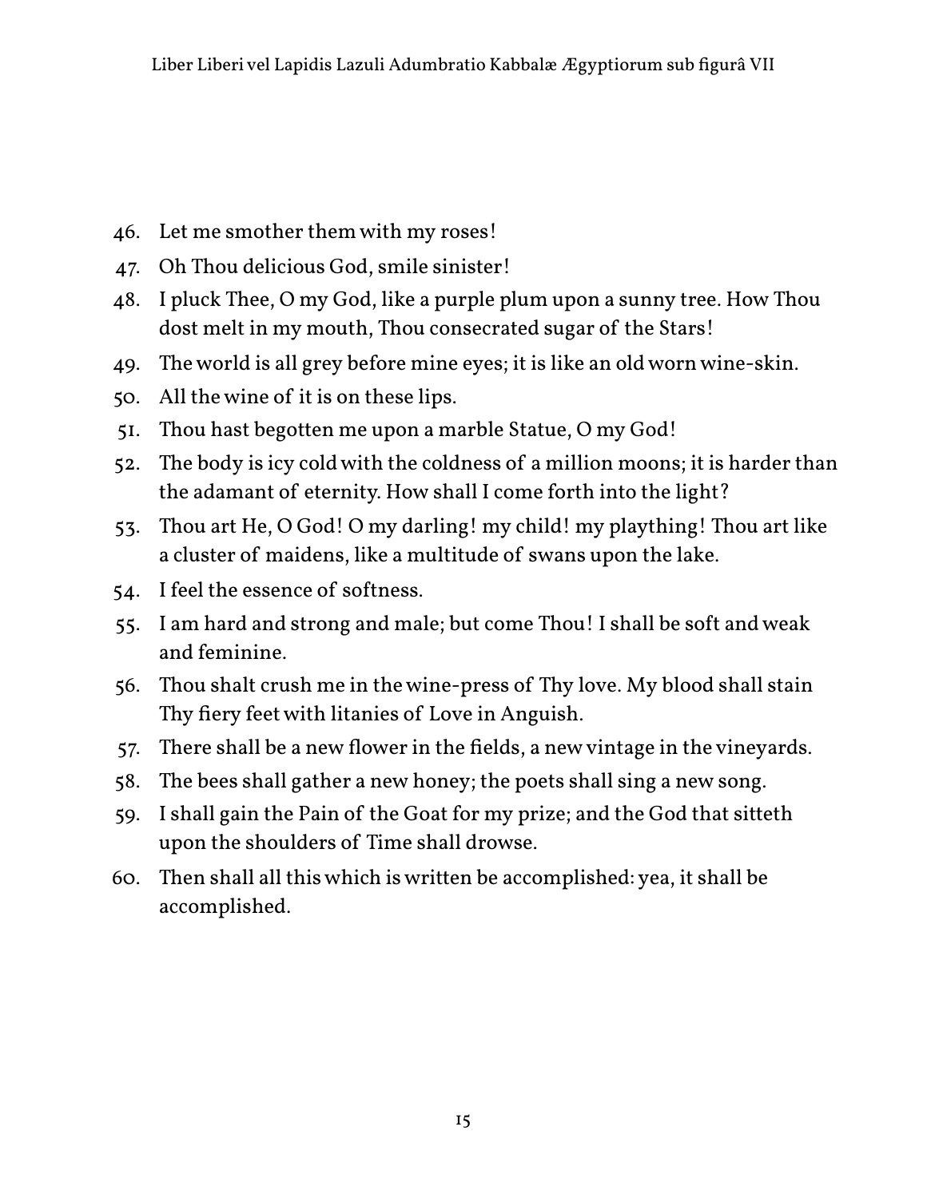46. Let me smother them with my roses!
47. Oh Thou delicious God, smile sinister!
48. I pluck Thee, O my God, like a purple plum upon a sunny tree. How Thou dost melt in my mouth, Thou consecrated sugar of the Stars!
49. The world is all grey before mine eyes; it is like an old worn wine-skin.
50. All the wine of it is on these lips.
51. Thou hast begotten me upon a marble Statue, O my God!
52. The body is icy cold with the coldness of a million moons; it is harder than the adamant of eternity. How shall I come forth into the light?
53. Thou art He, O God! O my darling! my child! my plaything! Thou art like a cluster of maidens, like a multitude of swans upon the lake.
54. I feel the essence of softness.
55. I am hard and strong and male; but come Thou! I shall be soft and weak and feminine.
56. Thou shalt crush me in the wine-press of Thy love. My blood shall stain Thy fiery feet with litanies of Love in Anguish.
57. There shall be a new flower in the fields, a new vintage in the vineyards.
58. The bees shall gather a new honey; the poets shall sing a new song.
59. I shall gain the Pain of the Goat for my prize; and the God that sitteth upon the shoulders of Time shall drowse.
60. Then shall all this which is written be accomplished: yea, it shall be accomplished.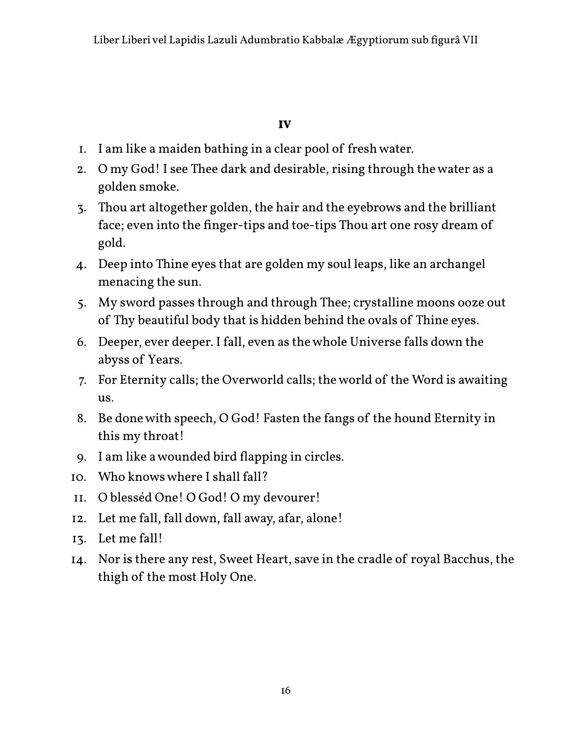## IV

1. I am like a maiden bathing in a clear pool of fresh water.
2. O my God! I see Thee dark and desirable, rising through the water as a golden smoke.
3. Thou art altogether golden, the hair and the eyebrows and the brilliant face; even into the finger-tips and toe-tips Thou art one rosy dream of gold.
4. Deep into Thine eyes that are golden my soul leaps, like an archangel menacing the sun.
5. My sword passes through and through Thee; crystalline moons ooze out of Thy beautiful body that is hidden behind the ovals of Thine eyes.
6. Deeper, ever deeper. I fall, even as the whole Universe falls down the abyss of Years.
7. For Eternity calls; the Overworld calls; the world of the Word is awaiting us.
8. Be done with speech, O God! Fasten the fangs of the hound Eternity in this my throat!
9. I am like a wounded bird flapping in circles.
10. Who knows where I shall fall?
11. O blesséd One! O God! O my devourer!
12. Let me fall, fall down, fall away, afar, alone!
13. Let me fall!
14. Nor is there any rest, Sweet Heart, save in the cradle of royal Bacchus, the thigh of the most Holy One.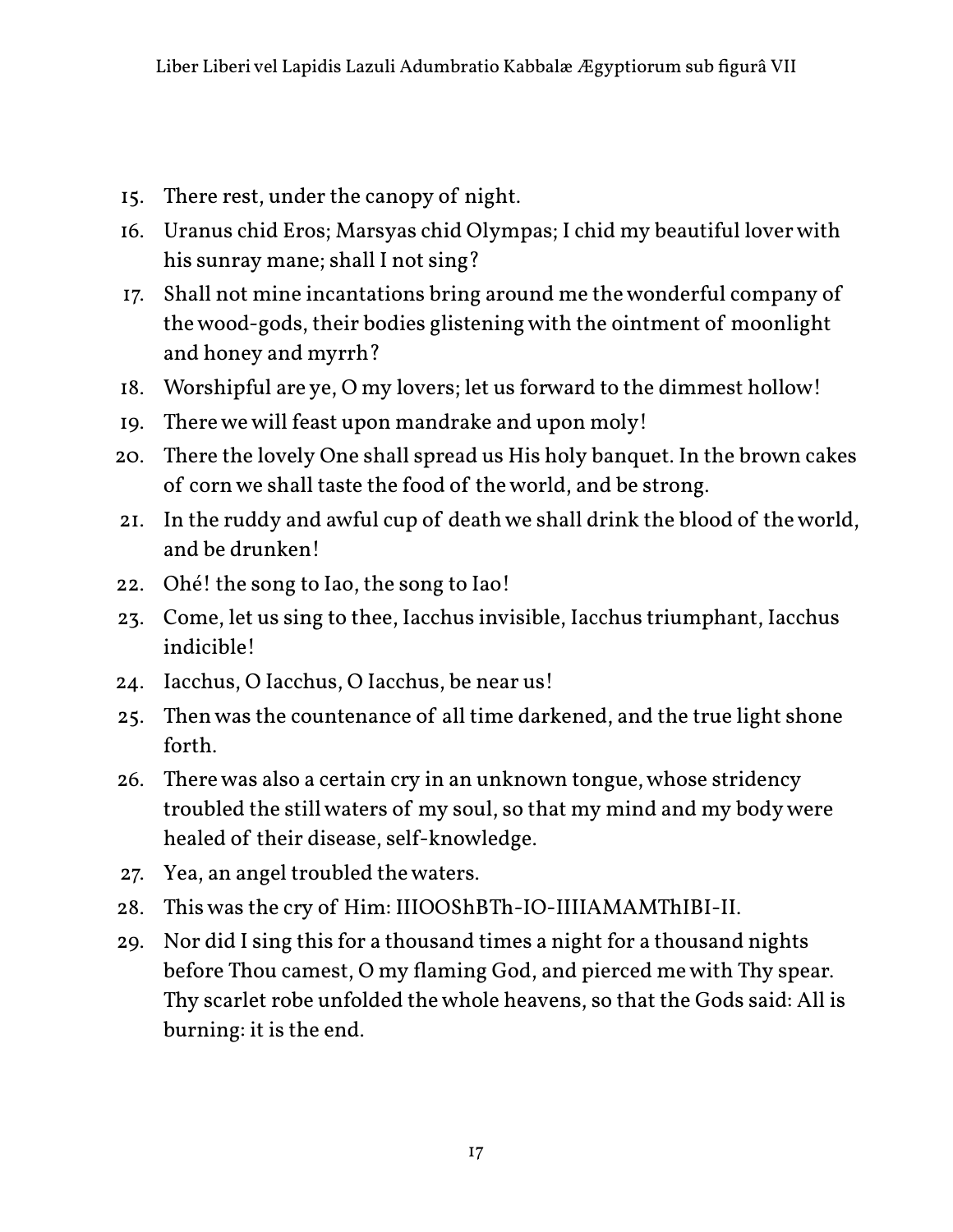15. There rest, under the canopy of night.
16. Uranus chid Eros; Marsyas chid Olympas; I chid my beautiful lover with his sunray mane; shall I not sing?
17. Shall not mine incantations bring around me the wonderful company of the wood-gods, their bodies glistening with the ointment of moonlight and honey and myrrh?
18. Worshipful are ye, O my lovers; let us forward to the dimmest hollow!
19. There we will feast upon mandrake and upon moly!
20. There the lovely One shall spread us His holy banquet. In the brown cakes of corn we shall taste the food of the world, and be strong.
21. In the ruddy and awful cup of death we shall drink the blood of the world, and be drunken!
22. Ohé! the song to Iao, the song to Iao!
23. Come, let us sing to thee, Iacchus invisible, Iacchus triumphant, Iacchus indicible!
24. Iacchus, O Iacchus, O Iacchus, be near us!
25. Then was the countenance of all time darkened, and the true light shone forth.
26. There was also a certain cry in an unknown tongue, whose stridency troubled the still waters of my soul, so that my mind and my body were healed of their disease, self-knowledge.
27. Yea, an angel troubled the waters.
28. This was the cry of Him: IIIOOShBTh-IO-IIIIAMAMThIBI-II.
29. Nor did I sing this for a thousand times a night for a thousand nights before Thou camest, O my flaming God, and pierced me with Thy spear. Thy scarlet robe unfolded the whole heavens, so that the Gods said: All is burning: it is the end.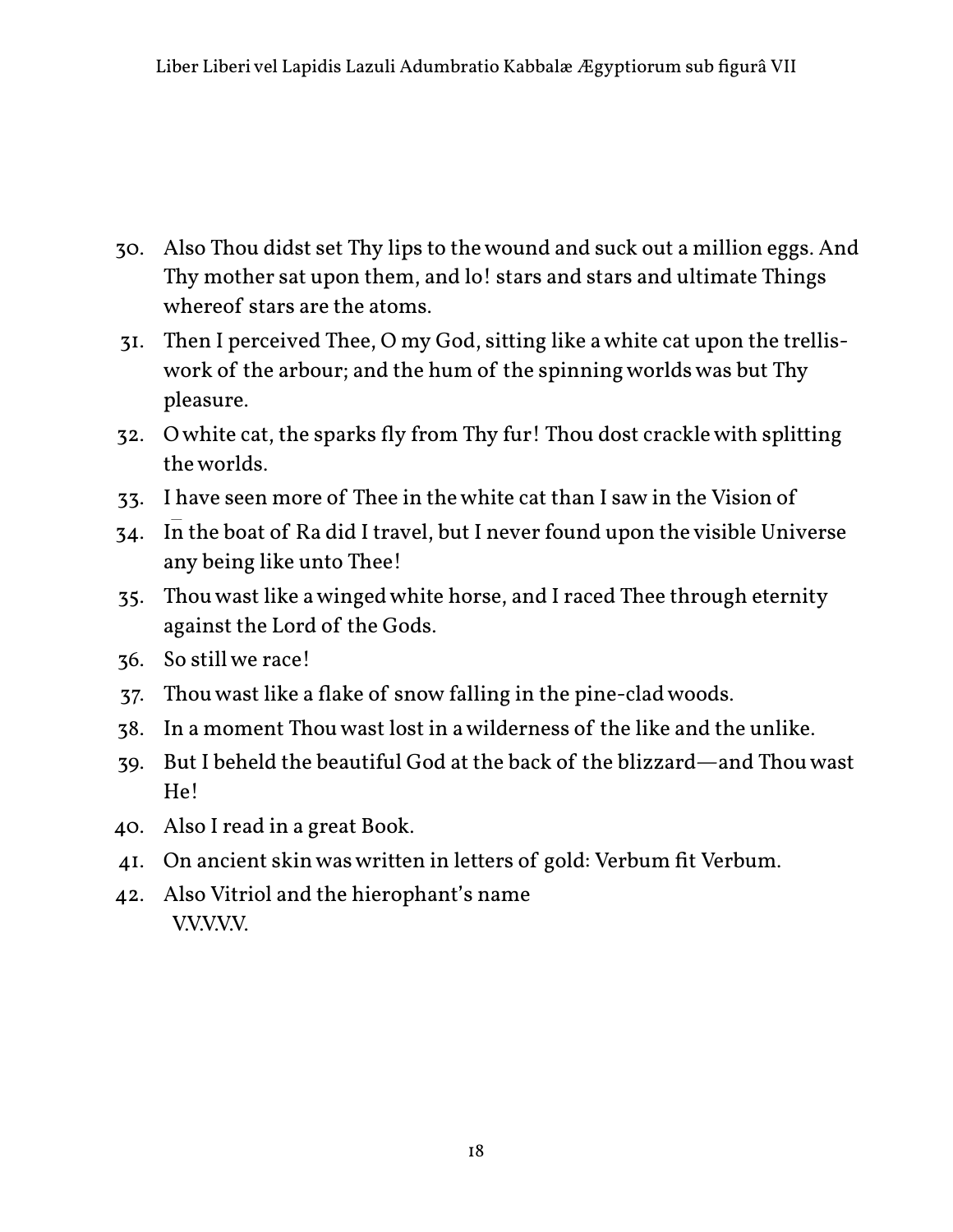30. Also Thou didst set Thy lips to the wound and suck out a million eggs. And Thy mother sat upon them, and lo! stars and stars and ultimate Things whereof stars are the atoms.
31. Then I perceived Thee, O my God, sitting like a white cat upon the trellis-work of the arbour; and the hum of the spinning worlds was but Thy pleasure.
32. O white cat, the sparks fly from Thy fur! Thou dost crackle with splitting the worlds.
33. I have seen more of Thee in the white cat than I saw in the Vision of
34. In the boat of Ra did I travel, but I never found upon the visible Universe any being like unto Thee!
35. Thou wast like a winged white horse, and I raced Thee through eternity against the Lord of the Gods.
36. So still we race!
37. Thou wast like a flake of snow falling in the pine-clad woods.
38. In a moment Thou wast lost in a wilderness of the like and the unlike.
39. But I beheld the beautiful God at the back of the blizzard—and Thou wast He!
40. Also I read in a great Book.
41. On ancient skin was written in letters of gold: Verbum fit Verbum.
42. Also Vitriol and the hierophant's name
    V.V.V.V.V.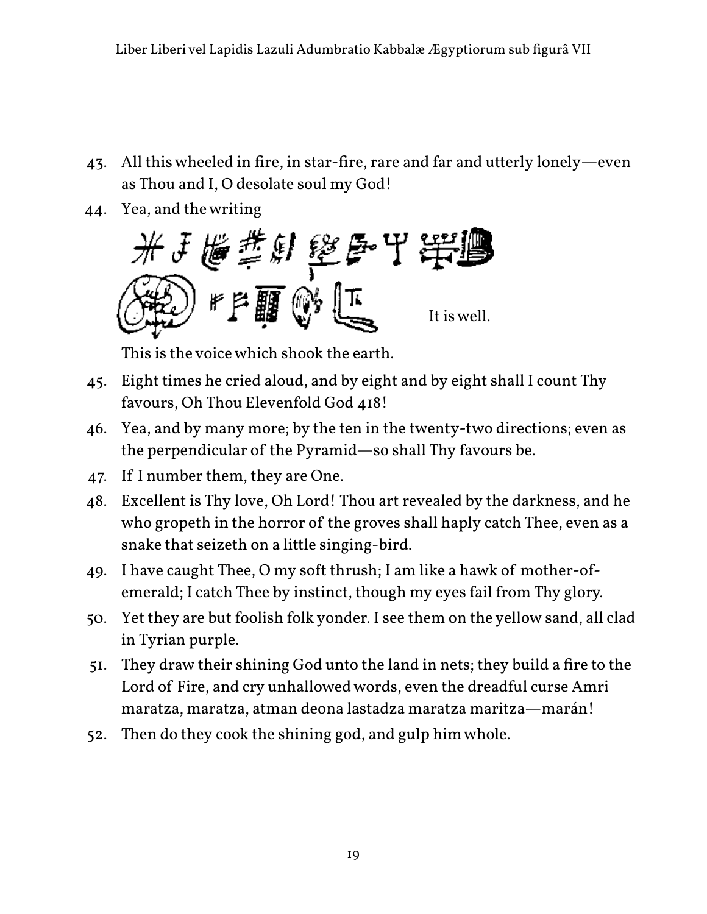43. All this wheeled in fire, in star-fire, rare and far and utterly lonely—even as Thou and I, O desolate soul my God!

44. Yea, and the writing

    It is well.

    This is the voice which shook the earth.

45. Eight times he cried aloud, and by eight and by eight shall I count Thy favours, Oh Thou Elevenfold God 418!

46. Yea, and by many more; by the ten in the twenty-two directions; even as the perpendicular of the Pyramid—so shall Thy favours be.

47. If I number them, they are One.

48. Excellent is Thy love, Oh Lord! Thou art revealed by the darkness, and he who gropeth in the horror of the groves shall haply catch Thee, even as a snake that seizeth on a little singing-bird.

49. I have caught Thee, O my soft thrush; I am like a hawk of mother-of-emerald; I catch Thee by instinct, though my eyes fail from Thy glory.

50. Yet they are but foolish folk yonder. I see them on the yellow sand, all clad in Tyrian purple.

51. They draw their shining God unto the land in nets; they build a fire to the Lord of Fire, and cry unhallowed words, even the dreadful curse Amri maratza, maratza, atman deona lastadza maratza maritza—marán!

52. Then do they cook the shining god, and gulp him whole.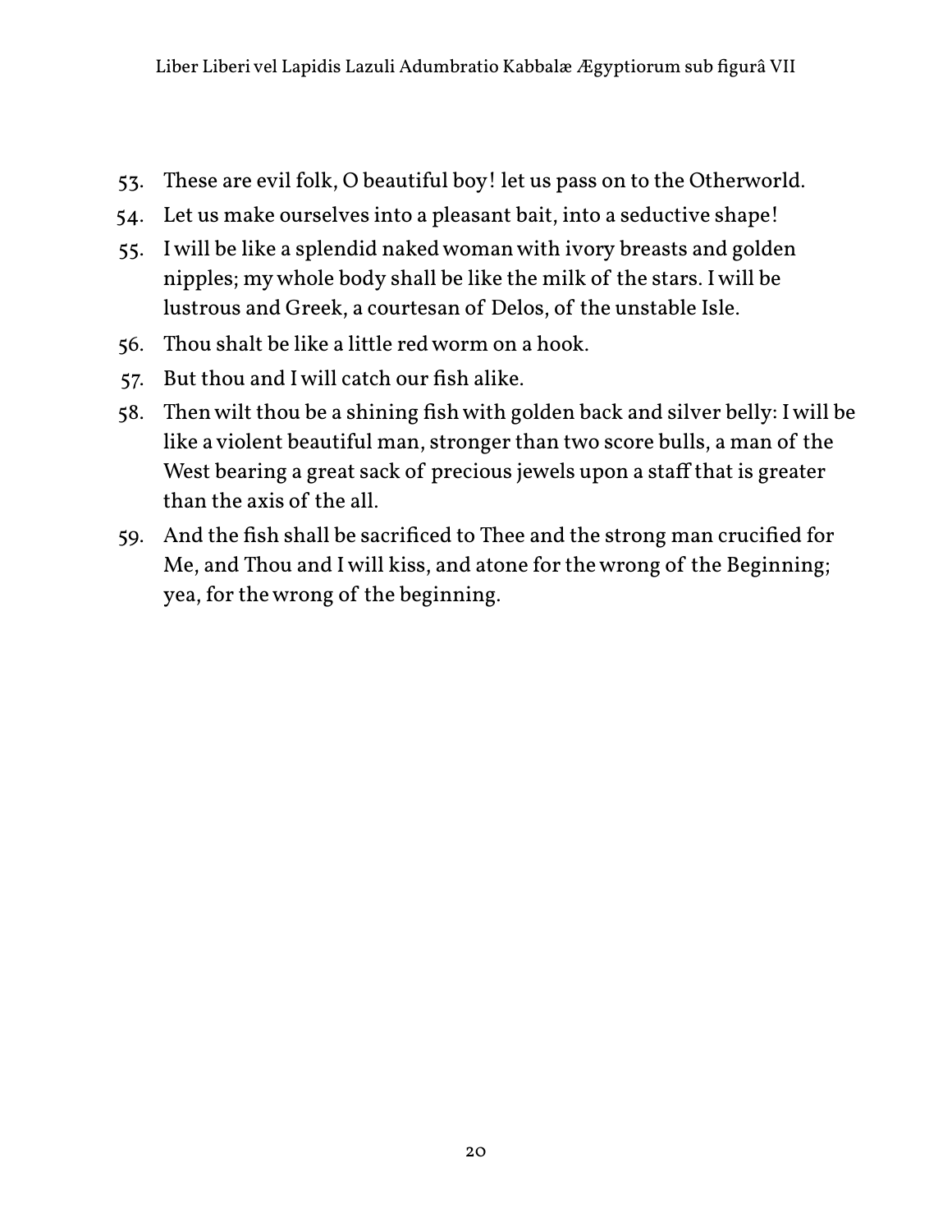53. These are evil folk, O beautiful boy! let us pass on to the Otherworld.
54. Let us make ourselves into a pleasant bait, into a seductive shape!
55. I will be like a splendid naked woman with ivory breasts and golden nipples; my whole body shall be like the milk of the stars. I will be lustrous and Greek, a courtesan of Delos, of the unstable Isle.
56. Thou shalt be like a little red worm on a hook.
57. But thou and I will catch our fish alike.
58. Then wilt thou be a shining fish with golden back and silver belly: I will be like a violent beautiful man, stronger than two score bulls, a man of the West bearing a great sack of precious jewels upon a staff that is greater than the axis of the all.
59. And the fish shall be sacrificed to Thee and the strong man crucified for Me, and Thou and I will kiss, and atone for the wrong of the Beginning; yea, for the wrong of the beginning.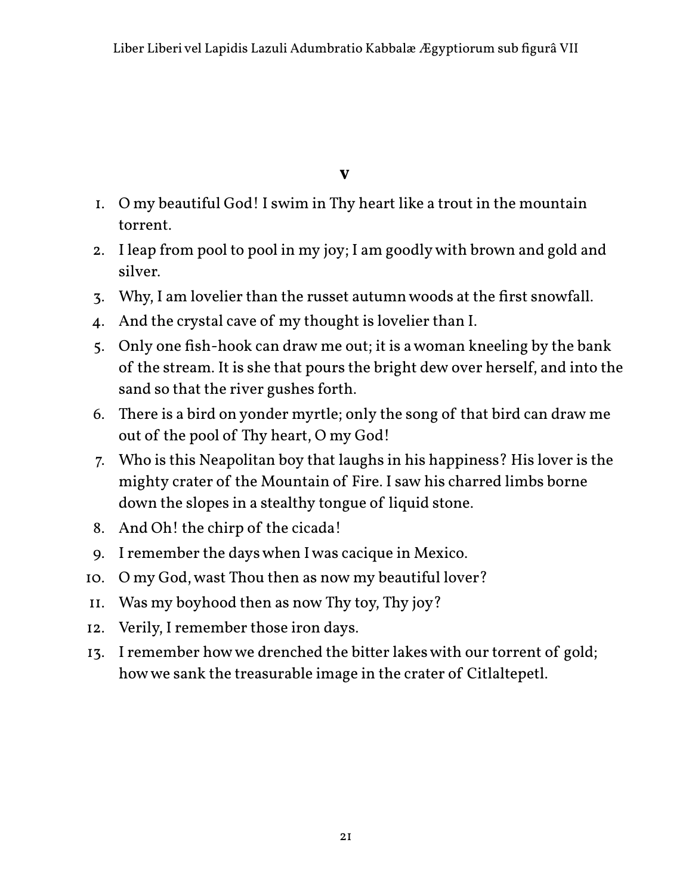## V

1. O my beautiful God! I swim in Thy heart like a trout in the mountain torrent.
2. I leap from pool to pool in my joy; I am goodly with brown and gold and silver.
3. Why, I am lovelier than the russet autumn woods at the first snowfall.
4. And the crystal cave of my thought is lovelier than I.
5. Only one fish-hook can draw me out; it is a woman kneeling by the bank of the stream. It is she that pours the bright dew over herself, and into the sand so that the river gushes forth.
6. There is a bird on yonder myrtle; only the song of that bird can draw me out of the pool of Thy heart, O my God!
7. Who is this Neapolitan boy that laughs in his happiness? His lover is the mighty crater of the Mountain of Fire. I saw his charred limbs borne down the slopes in a stealthy tongue of liquid stone.
8. And Oh! the chirp of the cicada!
9. I remember the days when I was cacique in Mexico.
10. O my God, wast Thou then as now my beautiful lover?
11. Was my boyhood then as now Thy toy, Thy joy?
12. Verily, I remember those iron days.
13. I remember how we drenched the bitter lakes with our torrent of gold; how we sank the treasurable image in the crater of Citlaltepetl.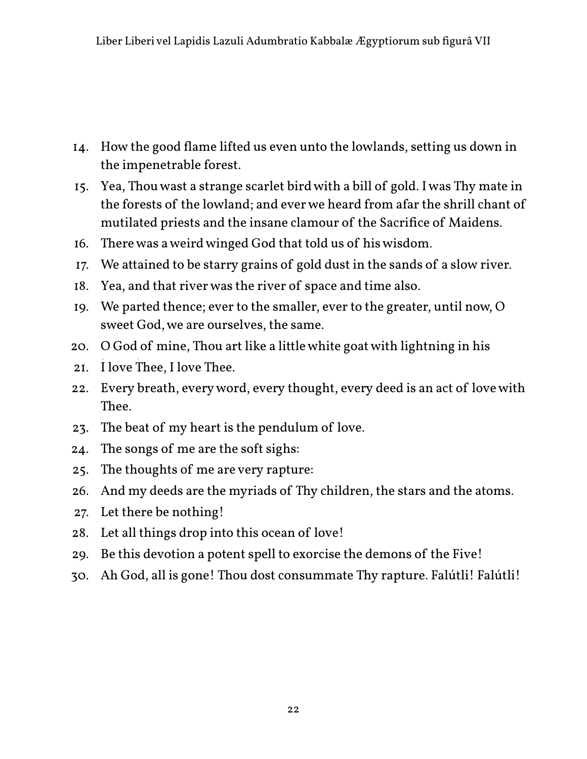14. How the good flame lifted us even unto the lowlands, setting us down in the impenetrable forest.
15. Yea, Thou wast a strange scarlet bird with a bill of gold. I was Thy mate in the forests of the lowland; and ever we heard from afar the shrill chant of mutilated priests and the insane clamour of the Sacrifice of Maidens.
16. There was a weird winged God that told us of his wisdom.
17. We attained to be starry grains of gold dust in the sands of a slow river.
18. Yea, and that river was the river of space and time also.
19. We parted thence; ever to the smaller, ever to the greater, until now, O sweet God, we are ourselves, the same.
20. O God of mine, Thou art like a little white goat with lightning in his
21. I love Thee, I love Thee.
22. Every breath, every word, every thought, every deed is an act of love with Thee.
23. The beat of my heart is the pendulum of love.
24. The songs of me are the soft sighs:
25. The thoughts of me are very rapture:
26. And my deeds are the myriads of Thy children, the stars and the atoms.
27. Let there be nothing!
28. Let all things drop into this ocean of love!
29. Be this devotion a potent spell to exorcise the demons of the Five!
30. Ah God, all is gone! Thou dost consummate Thy rapture. Falútli! Falútli!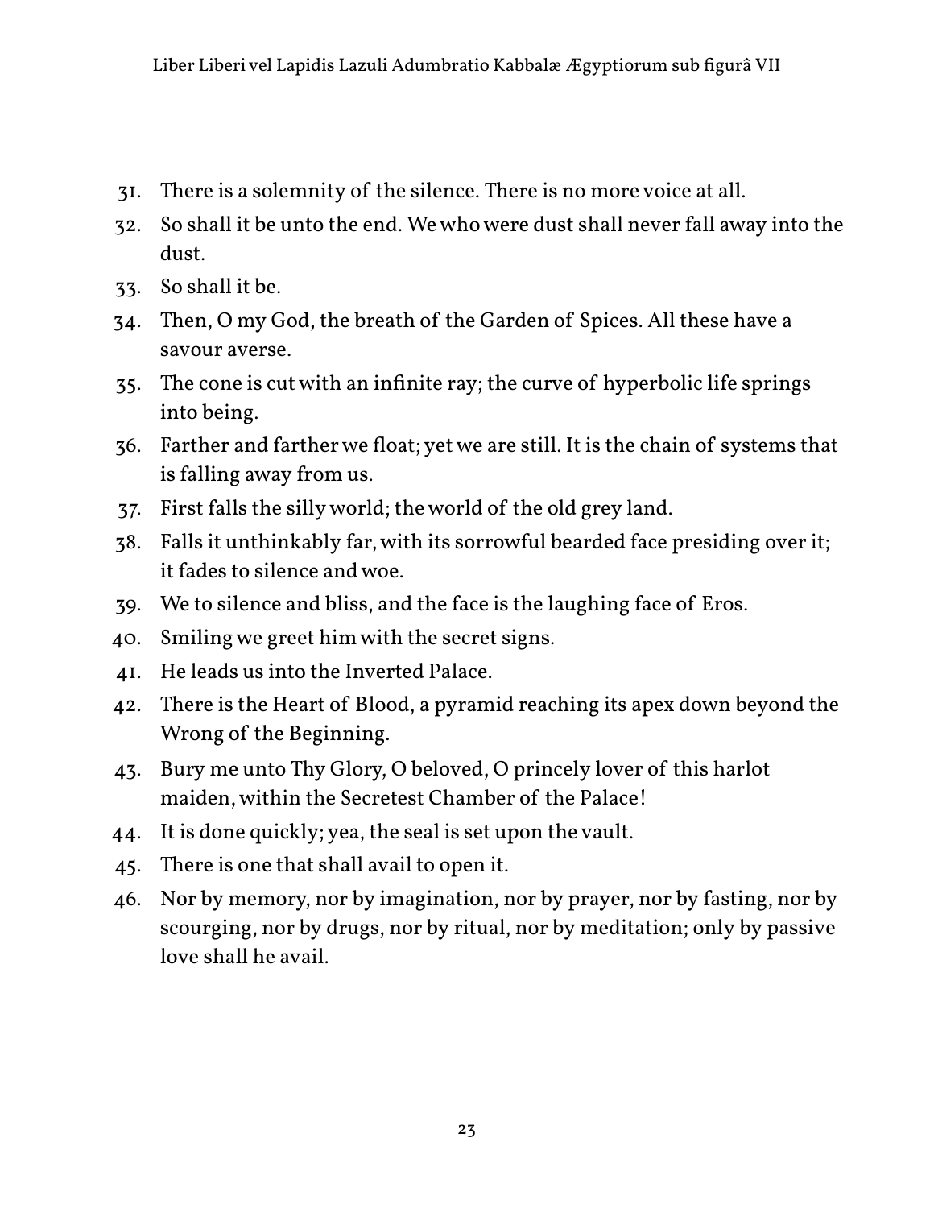31. There is a solemnity of the silence. There is no more voice at all.
32. So shall it be unto the end. We who were dust shall never fall away into the dust.
33. So shall it be.
34. Then, O my God, the breath of the Garden of Spices. All these have a savour averse.
35. The cone is cut with an infinite ray; the curve of hyperbolic life springs into being.
36. Farther and farther we float; yet we are still. It is the chain of systems that is falling away from us.
37. First falls the silly world; the world of the old grey land.
38. Falls it unthinkably far, with its sorrowful bearded face presiding over it; it fades to silence and woe.
39. We to silence and bliss, and the face is the laughing face of Eros.
40. Smiling we greet him with the secret signs.
41. He leads us into the Inverted Palace.
42. There is the Heart of Blood, a pyramid reaching its apex down beyond the Wrong of the Beginning.
43. Bury me unto Thy Glory, O beloved, O princely lover of this harlot maiden, within the Secretest Chamber of the Palace!
44. It is done quickly; yea, the seal is set upon the vault.
45. There is one that shall avail to open it.
46. Nor by memory, nor by imagination, nor by prayer, nor by fasting, nor by scourging, nor by drugs, nor by ritual, nor by meditation; only by passive love shall he avail.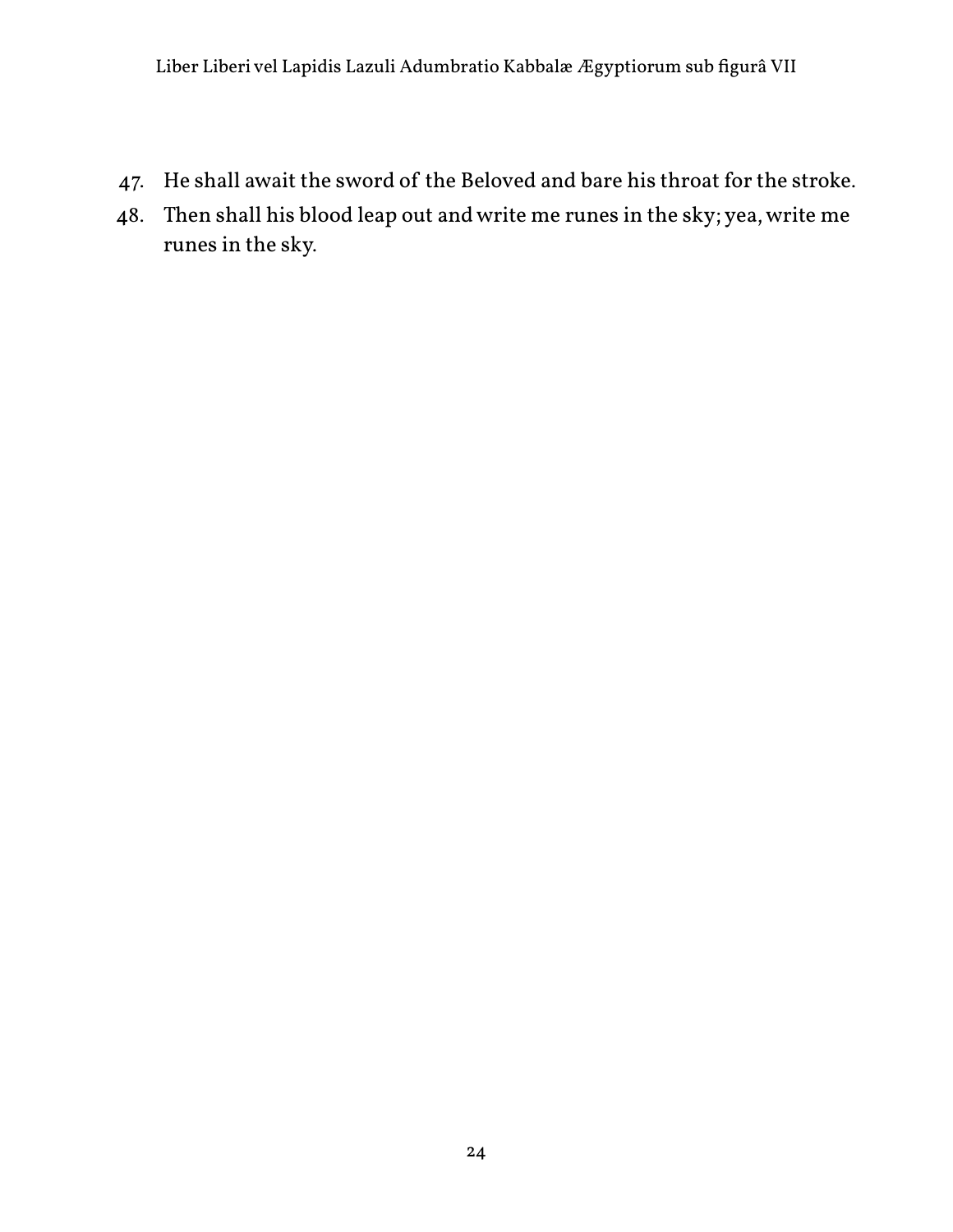47. He shall await the sword of the Beloved and bare his throat for the stroke.
48. Then shall his blood leap out and write me runes in the sky; yea, write me runes in the sky.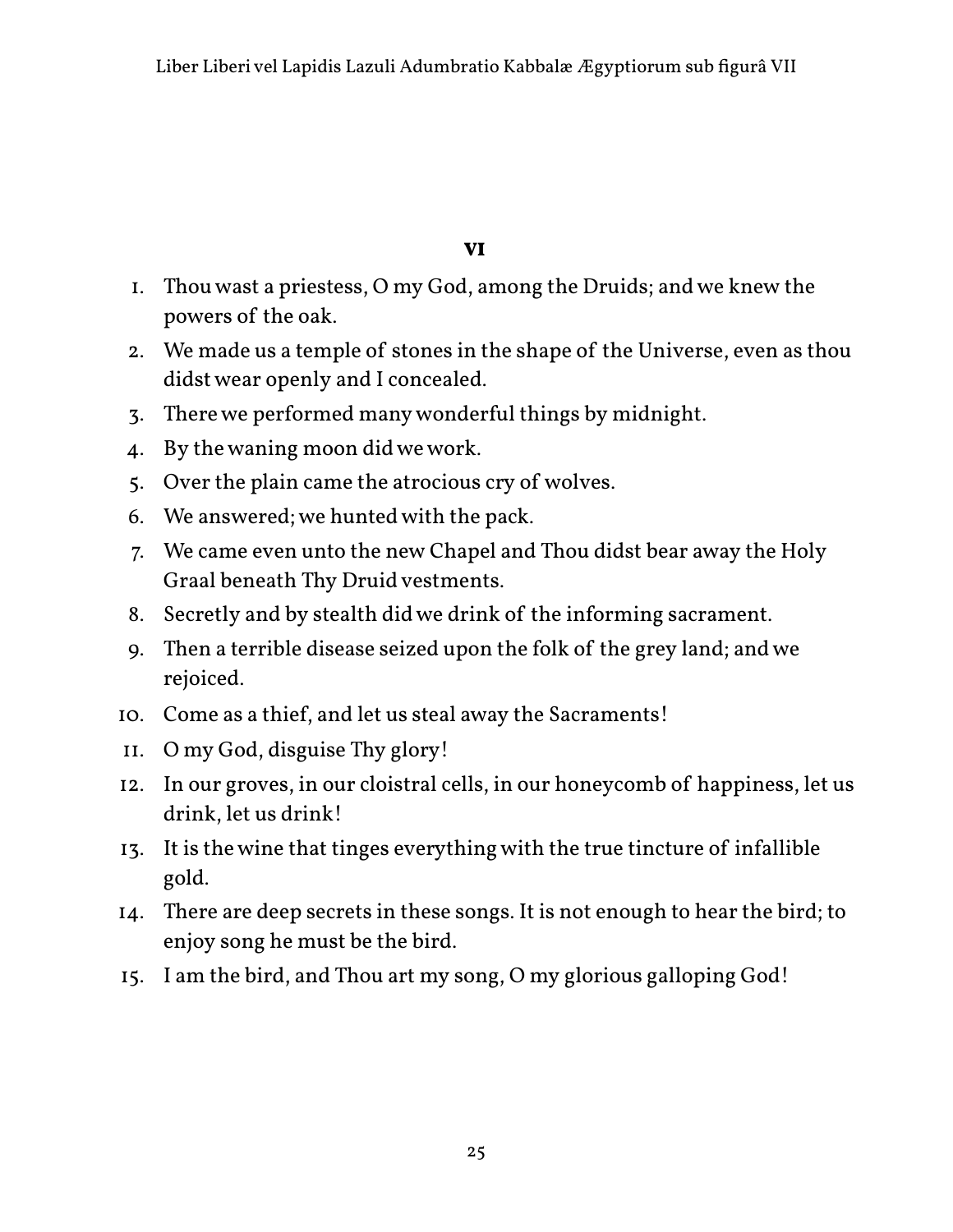## VI

1. Thou wast a priestess, O my God, among the Druids; and we knew the powers of the oak.
2. We made us a temple of stones in the shape of the Universe, even as thou didst wear openly and I concealed.
3. There we performed many wonderful things by midnight.
4. By the waning moon did we work.
5. Over the plain came the atrocious cry of wolves.
6. We answered; we hunted with the pack.
7. We came even unto the new Chapel and Thou didst bear away the Holy Graal beneath Thy Druid vestments.
8. Secretly and by stealth did we drink of the informing sacrament.
9. Then a terrible disease seized upon the folk of the grey land; and we rejoiced.
10. Come as a thief, and let us steal away the Sacraments!
11. O my God, disguise Thy glory!
12. In our groves, in our cloistral cells, in our honeycomb of happiness, let us drink, let us drink!
13. It is the wine that tinges everything with the true tincture of infallible gold.
14. There are deep secrets in these songs. It is not enough to hear the bird; to enjoy song he must be the bird.
15. I am the bird, and Thou art my song, O my glorious galloping God!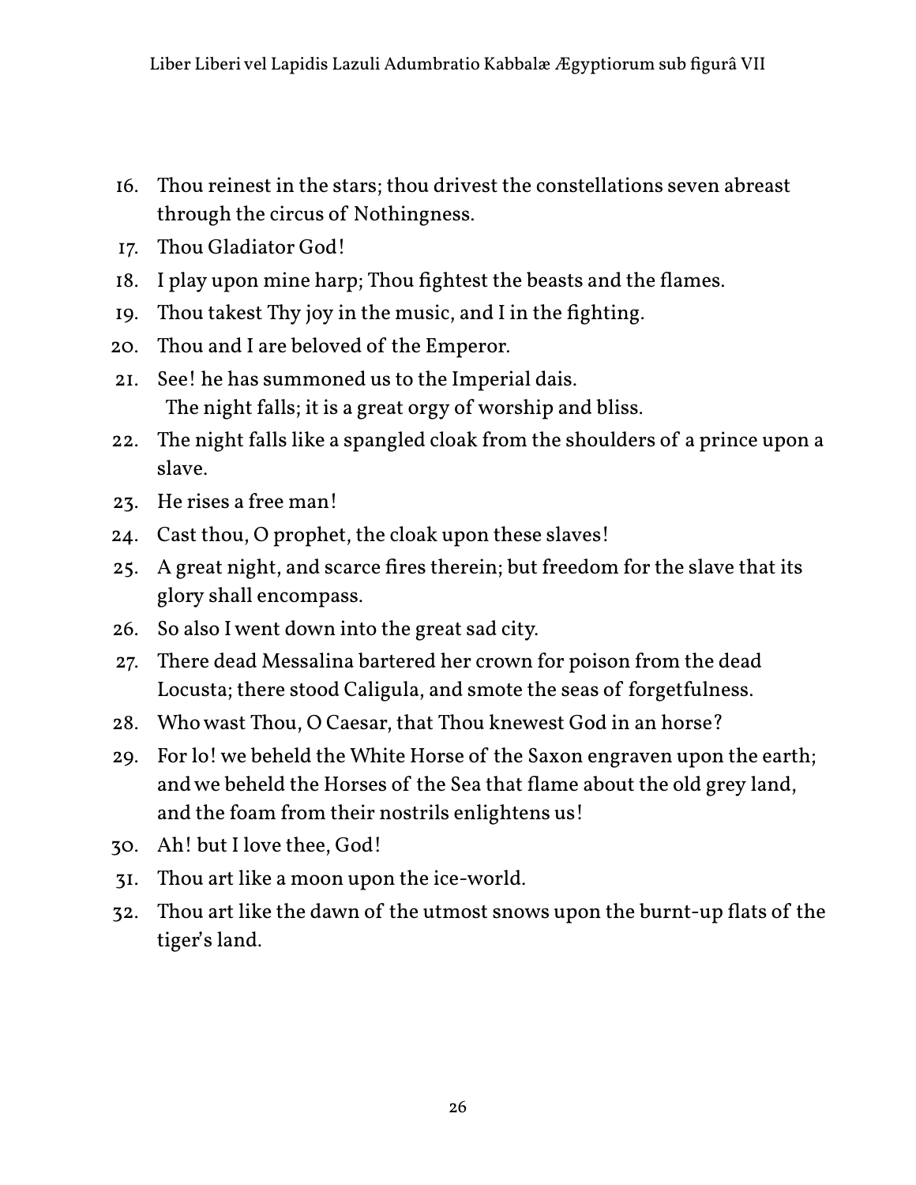16. Thou reinest in the stars; thou drivest the constellations seven abreast through the circus of Nothingness.
17. Thou Gladiator God!
18. I play upon mine harp; Thou fightest the beasts and the flames.
19. Thou takest Thy joy in the music, and I in the fighting.
20. Thou and I are beloved of the Emperor.
21. See! he has summoned us to the Imperial dais.
    The night falls; it is a great orgy of worship and bliss.
22. The night falls like a spangled cloak from the shoulders of a prince upon a slave.
23. He rises a free man!
24. Cast thou, O prophet, the cloak upon these slaves!
25. A great night, and scarce fires therein; but freedom for the slave that its glory shall encompass.
26. So also I went down into the great sad city.
27. There dead Messalina bartered her crown for poison from the dead Locusta; there stood Caligula, and smote the seas of forgetfulness.
28. Who wast Thou, O Caesar, that Thou knewest God in an horse?
29. For lo! we beheld the White Horse of the Saxon engraven upon the earth; and we beheld the Horses of the Sea that flame about the old grey land, and the foam from their nostrils enlightens us!
30. Ah! but I love thee, God!
31. Thou art like a moon upon the ice-world.
32. Thou art like the dawn of the utmost snows upon the burnt-up flats of the tiger's land.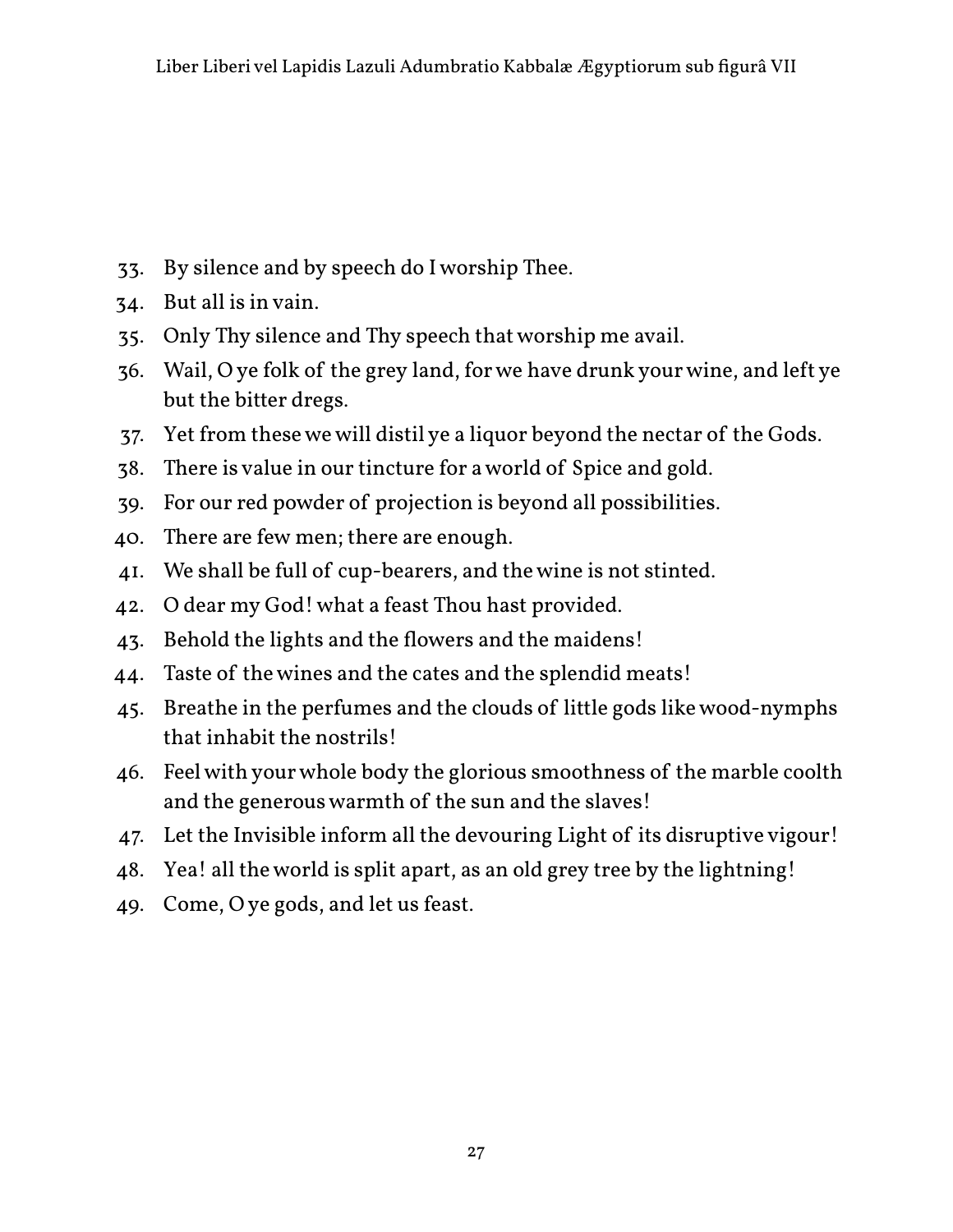33. By silence and by speech do I worship Thee.
34. But all is in vain.
35. Only Thy silence and Thy speech that worship me avail.
36. Wail, O ye folk of the grey land, for we have drunk your wine, and left ye but the bitter dregs.
37. Yet from these we will distil ye a liquor beyond the nectar of the Gods.
38. There is value in our tincture for a world of Spice and gold.
39. For our red powder of projection is beyond all possibilities.
40. There are few men; there are enough.
41. We shall be full of cup-bearers, and the wine is not stinted.
42. O dear my God! what a feast Thou hast provided.
43. Behold the lights and the flowers and the maidens!
44. Taste of the wines and the cates and the splendid meats!
45. Breathe in the perfumes and the clouds of little gods like wood-nymphs that inhabit the nostrils!
46. Feel with your whole body the glorious smoothness of the marble coolth and the generous warmth of the sun and the slaves!
47. Let the Invisible inform all the devouring Light of its disruptive vigour!
48. Yea! all the world is split apart, as an old grey tree by the lightning!
49. Come, O ye gods, and let us feast.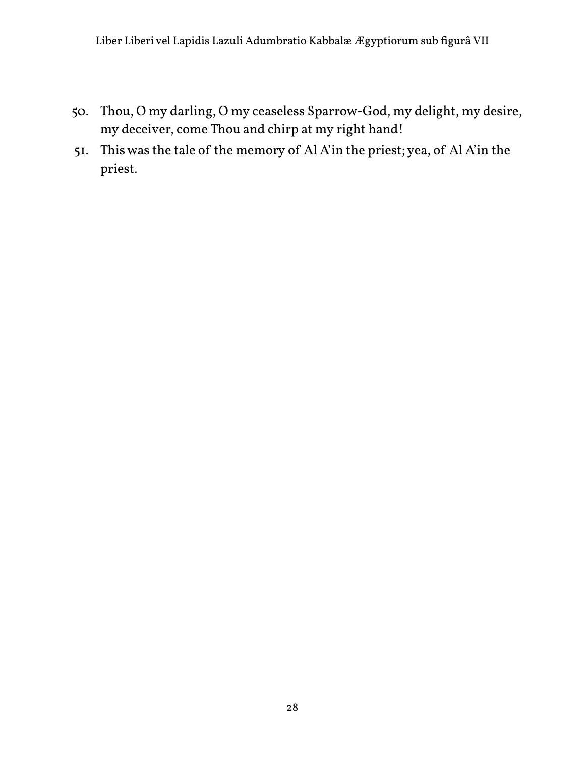50. Thou, O my darling, O my ceaseless Sparrow-God, my delight, my desire, my deceiver, come Thou and chirp at my right hand!
51. This was the tale of the memory of Al A'in the priest; yea, of Al A'in the priest.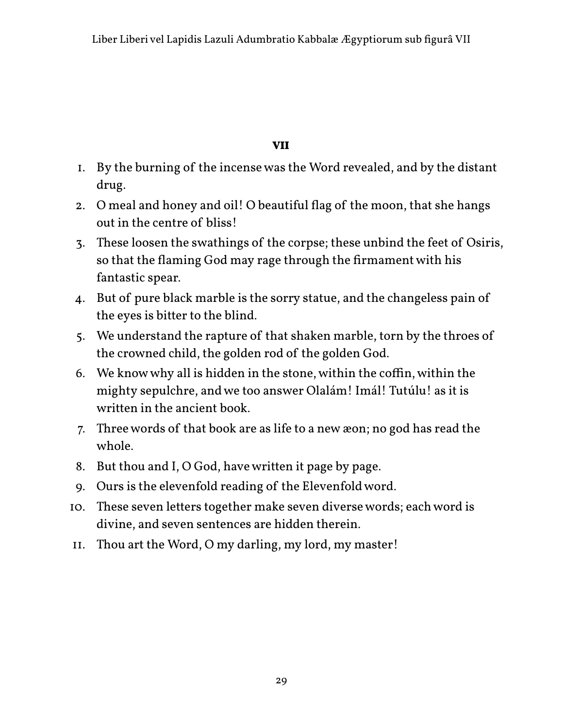## VII

1. By the burning of the incense was the Word revealed, and by the distant drug.
2. O meal and honey and oil! O beautiful flag of the moon, that she hangs out in the centre of bliss!
3. These loosen the swathings of the corpse; these unbind the feet of Osiris, so that the flaming God may rage through the firmament with his fantastic spear.
4. But of pure black marble is the sorry statue, and the changeless pain of the eyes is bitter to the blind.
5. We understand the rapture of that shaken marble, torn by the throes of the crowned child, the golden rod of the golden God.
6. We know why all is hidden in the stone, within the coffin, within the mighty sepulchre, and we too answer Olalám! Imál! Tutúlu! as it is written in the ancient book.
7. Three words of that book are as life to a new æon; no god has read the whole.
8. But thou and I, O God, have written it page by page.
9. Ours is the elevenfold reading of the Elevenfold word.
10. These seven letters together make seven diverse words; each word is divine, and seven sentences are hidden therein.
11. Thou art the Word, O my darling, my lord, my master!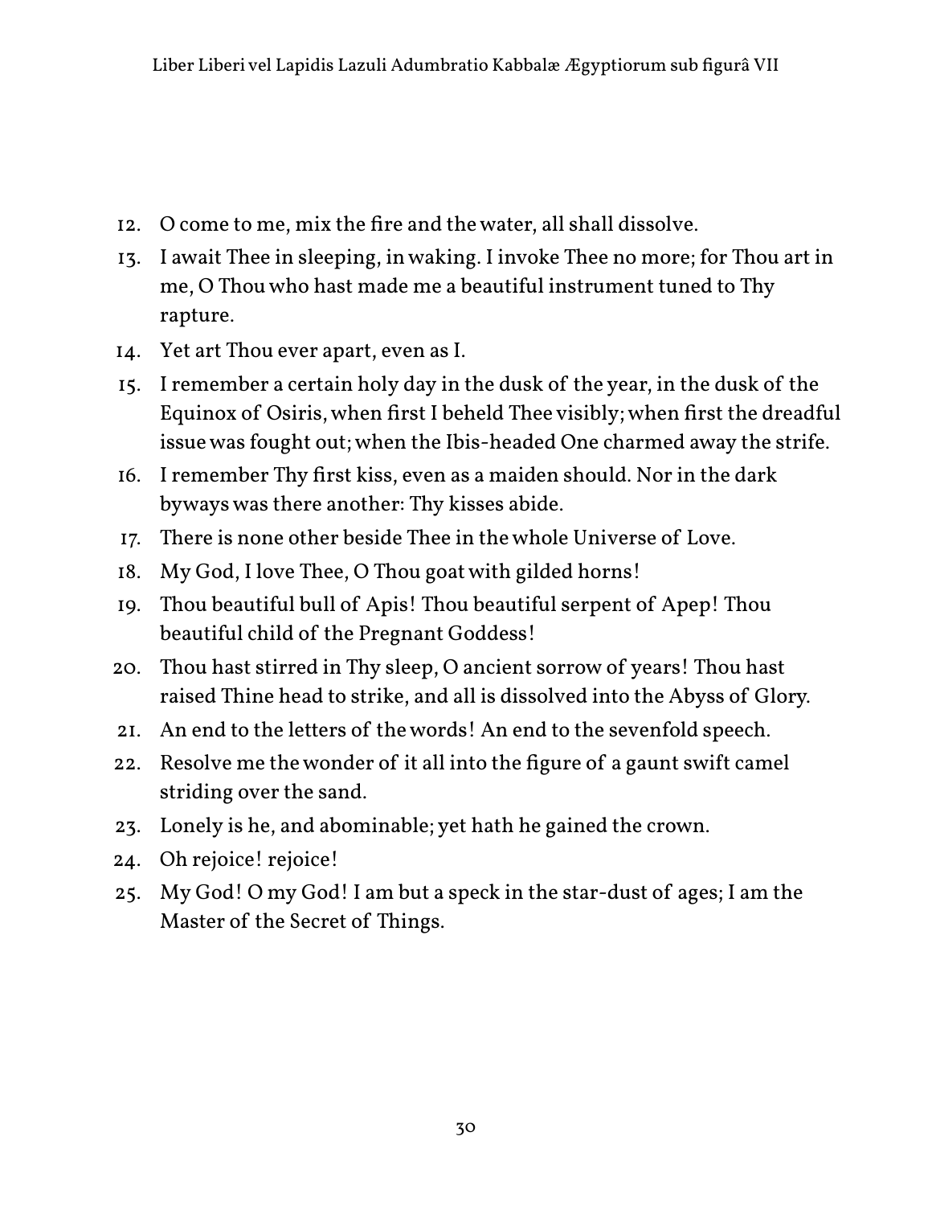12. O come to me, mix the fire and the water, all shall dissolve.
13. I await Thee in sleeping, in waking. I invoke Thee no more; for Thou art in me, O Thou who hast made me a beautiful instrument tuned to Thy rapture.
14. Yet art Thou ever apart, even as I.
15. I remember a certain holy day in the dusk of the year, in the dusk of the Equinox of Osiris, when first I beheld Thee visibly; when first the dreadful issue was fought out; when the Ibis-headed One charmed away the strife.
16. I remember Thy first kiss, even as a maiden should. Nor in the dark byways was there another: Thy kisses abide.
17. There is none other beside Thee in the whole Universe of Love.
18. My God, I love Thee, O Thou goat with gilded horns!
19. Thou beautiful bull of Apis! Thou beautiful serpent of Apep! Thou beautiful child of the Pregnant Goddess!
20. Thou hast stirred in Thy sleep, O ancient sorrow of years! Thou hast raised Thine head to strike, and all is dissolved into the Abyss of Glory.
21. An end to the letters of the words! An end to the sevenfold speech.
22. Resolve me the wonder of it all into the figure of a gaunt swift camel striding over the sand.
23. Lonely is he, and abominable; yet hath he gained the crown.
24. Oh rejoice! rejoice!
25. My God! O my God! I am but a speck in the star-dust of ages; I am the Master of the Secret of Things.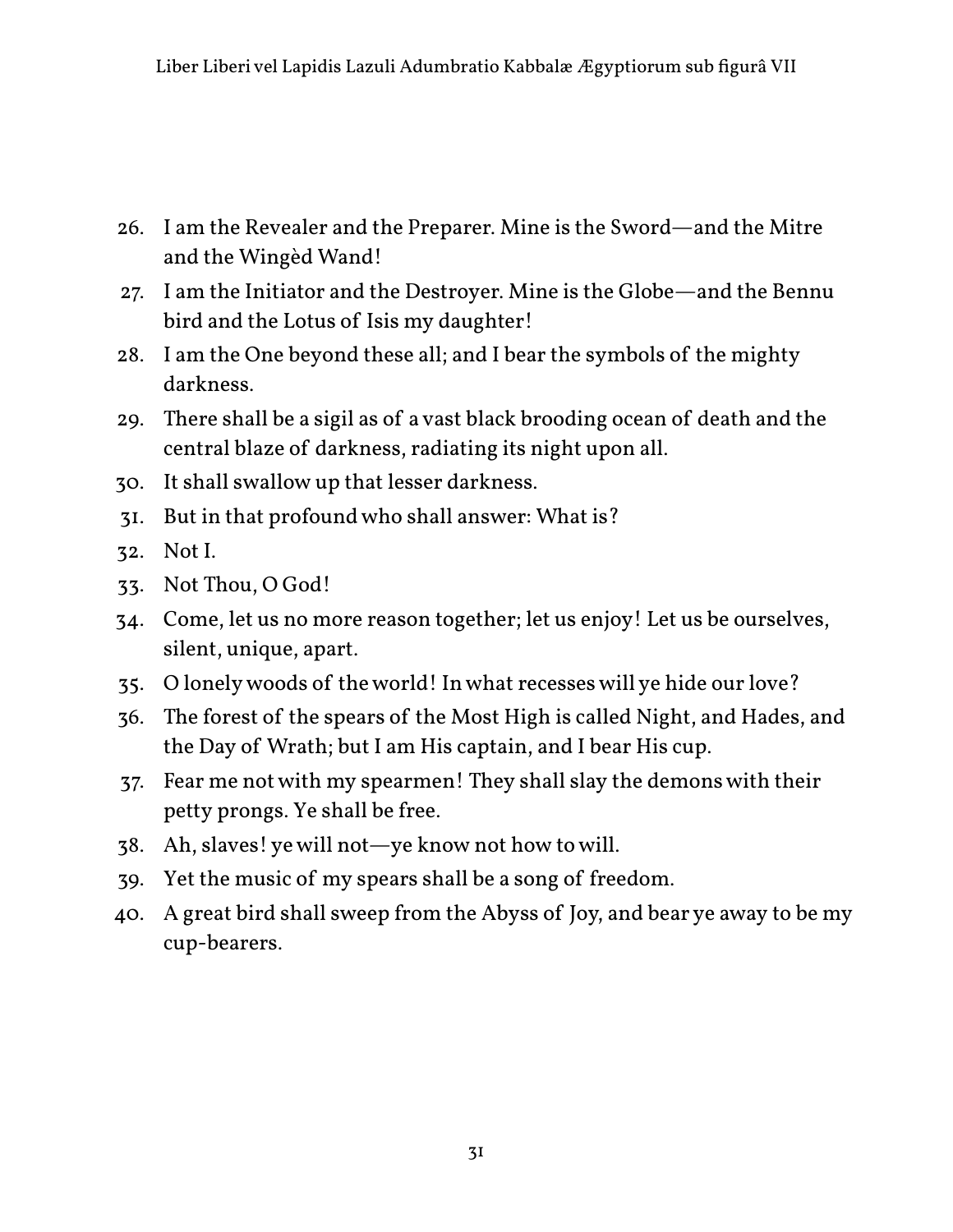26. I am the Revealer and the Preparer. Mine is the Sword—and the Mitre and the Wingèd Wand!
27. I am the Initiator and the Destroyer. Mine is the Globe—and the Bennu bird and the Lotus of Isis my daughter!
28. I am the One beyond these all; and I bear the symbols of the mighty darkness.
29. There shall be a sigil as of a vast black brooding ocean of death and the central blaze of darkness, radiating its night upon all.
30. It shall swallow up that lesser darkness.
31. But in that profound who shall answer: What is?
32. Not I.
33. Not Thou, O God!
34. Come, let us no more reason together; let us enjoy! Let us be ourselves, silent, unique, apart.
35. O lonely woods of the world! In what recesses will ye hide our love?
36. The forest of the spears of the Most High is called Night, and Hades, and the Day of Wrath; but I am His captain, and I bear His cup.
37. Fear me not with my spearmen! They shall slay the demons with their petty prongs. Ye shall be free.
38. Ah, slaves! ye will not—ye know not how to will.
39. Yet the music of my spears shall be a song of freedom.
40. A great bird shall sweep from the Abyss of Joy, and bear ye away to be my cup-bearers.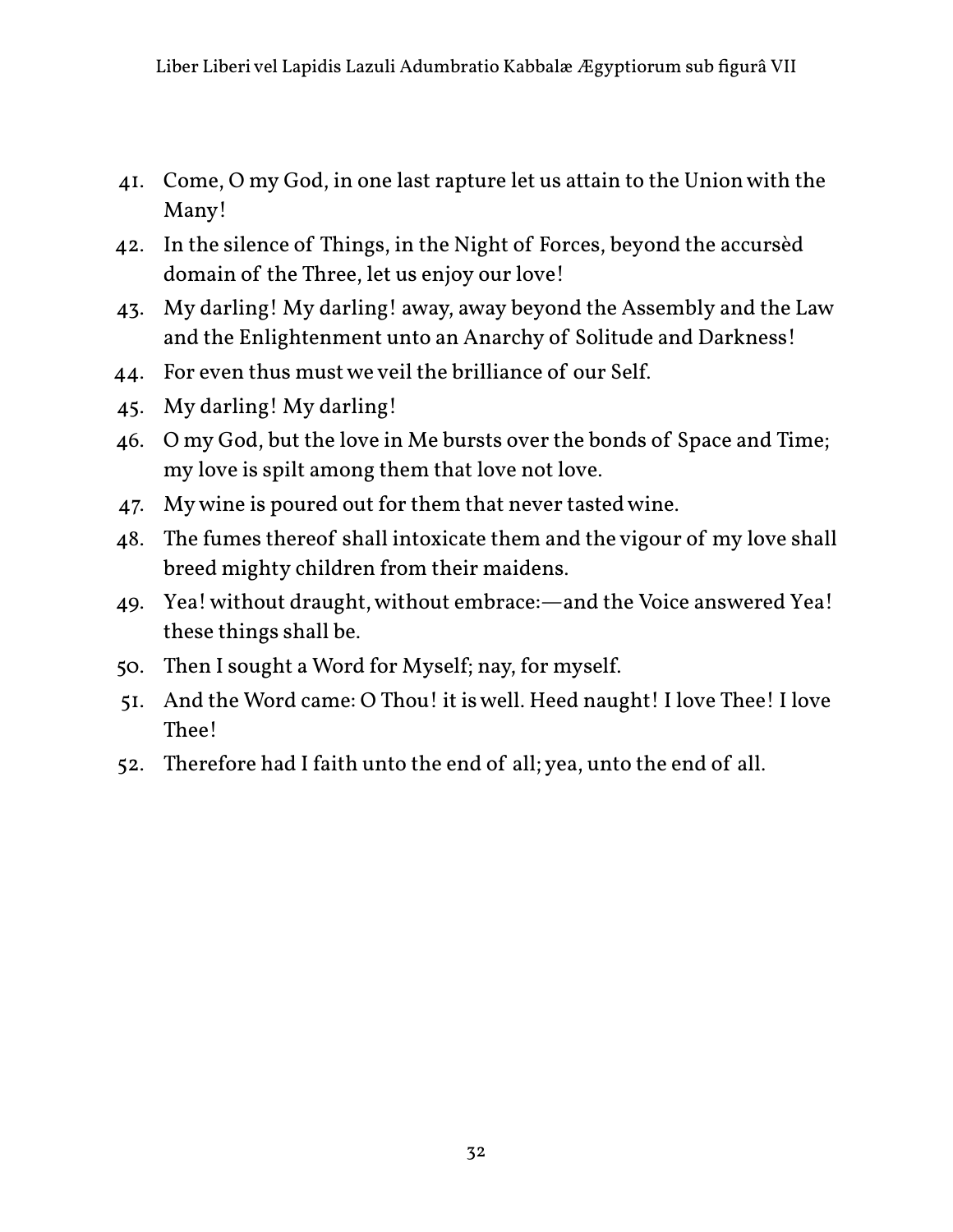41. Come, O my God, in one last rapture let us attain to the Union with the Many!
42. In the silence of Things, in the Night of Forces, beyond the accursèd domain of the Three, let us enjoy our love!
43. My darling! My darling! away, away beyond the Assembly and the Law and the Enlightenment unto an Anarchy of Solitude and Darkness!
44. For even thus must we veil the brilliance of our Self.
45. My darling! My darling!
46. O my God, but the love in Me bursts over the bonds of Space and Time; my love is spilt among them that love not love.
47. My wine is poured out for them that never tasted wine.
48. The fumes thereof shall intoxicate them and the vigour of my love shall breed mighty children from their maidens.
49. Yea! without draught, without embrace:—and the Voice answered Yea! these things shall be.
50. Then I sought a Word for Myself; nay, for myself.
51. And the Word came: O Thou! it is well. Heed naught! I love Thee! I love Thee!
52. Therefore had I faith unto the end of all; yea, unto the end of all.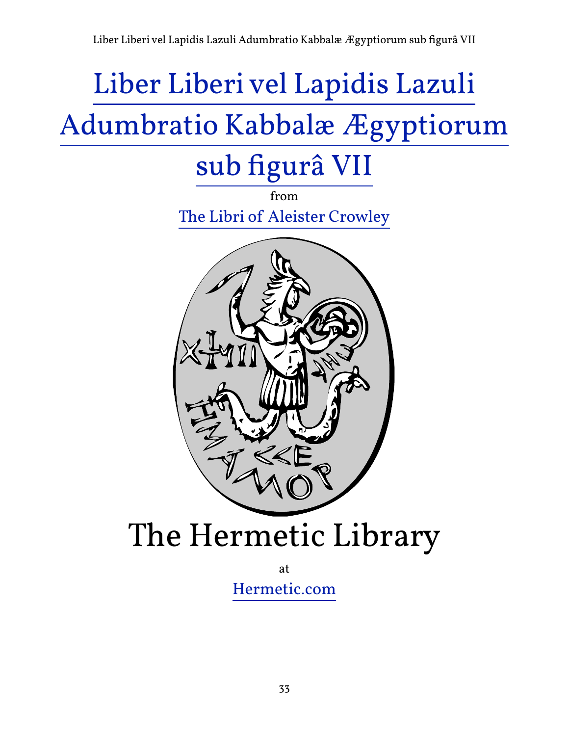# Liber Liberi vel Lapidis Lazuli Adumbratio Kabbalæ Ægyptiorum sub figurâ VII

from

The Libri of Aleister Crowley

The Hermetic Library

at

Hermetic.com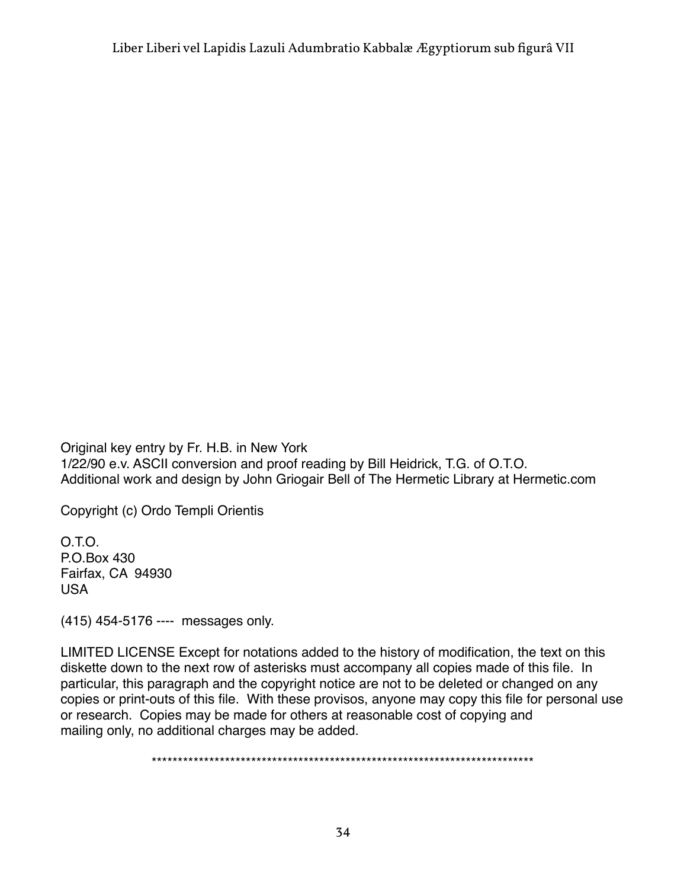Original key entry by Fr. H.B. in New York
1/22/90 e.v. ASCII conversion and proof reading by Bill Heidrick, T.G. of O.T.O.
Additional work and design by John Griogair Bell of The Hermetic Library at Hermetic.com

Copyright (c) Ordo Templi Orientis

O.T.O.
P.O.Box 430
Fairfax, CA 94930
USA

(415) 454-5176 ---- messages only.

LIMITED LICENSE Except for notations added to the history of modification, the text on this diskette down to the next row of asterisks must accompany all copies made of this file. In particular, this paragraph and the copyright notice are not to be deleted or changed on any copies or print-outs of this file. With these provisos, anyone may copy this file for personal use or research. Copies may be made for others at reasonable cost of copying and mailing only, no additional charges may be added.

***************************************************************************